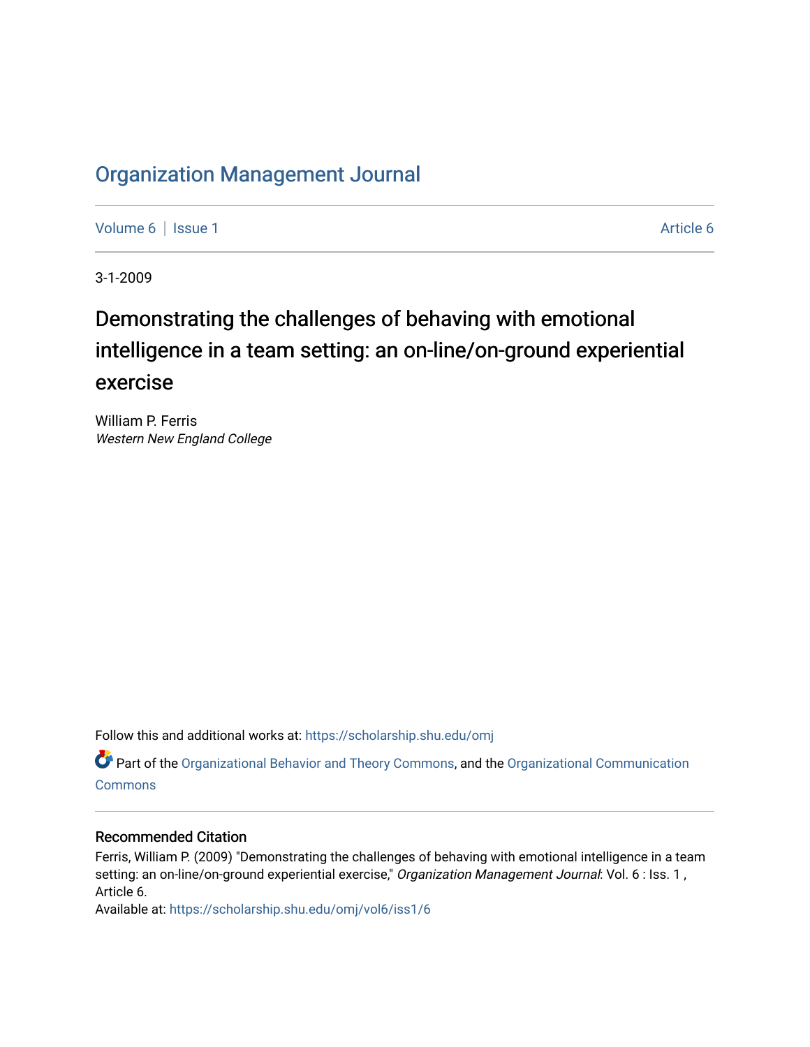# Organization Management Journal

Volume 6 | Issue 1 | Article 6

3-1-2009

## Demonstrating the challenges of behaving with emotional intelligence in a team setting: an on-line/on-ground experiential exercise

William P. Ferris
*Western New England College*

Follow this and additional works at: https://scholarship.shu.edu/omj

Part of the Organizational Behavior and Theory Commons, and the Organizational Communication Commons

### Recommended Citation

Ferris, William P. (2009) "Demonstrating the challenges of behaving with emotional intelligence in a team setting: an on-line/on-ground experiential exercise," *Organization Management Journal*: Vol. 6 : Iss. 1 , Article 6.
Available at: https://scholarship.shu.edu/omj/vol6/iss1/6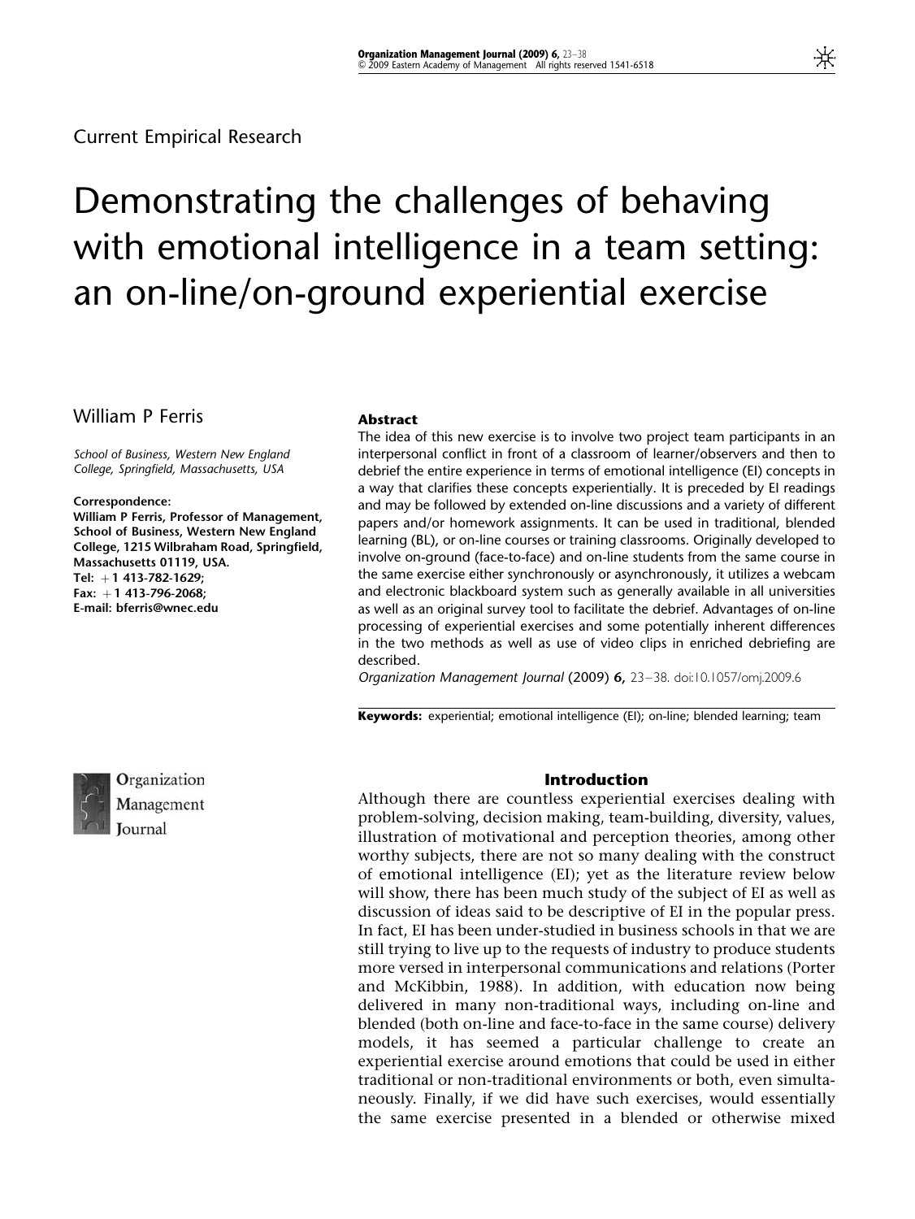Current Empirical Research

# Demonstrating the challenges of behaving with emotional intelligence in a team setting: an on-line/on-ground experiential exercise

William P Ferris

*School of Business, Western New England College, Springfield, Massachusetts, USA*

**Correspondence:**
**William P Ferris, Professor of Management, School of Business, Western New England College, 1215 Wilbraham Road, Springfield, Massachusetts 01119, USA.**
**Tel: +1 413-782-1629;**
**Fax: +1 413-796-2068;**
**E-mail: bferris@wnec.edu**

### Abstract

The idea of this new exercise is to involve two project team participants in an interpersonal conflict in front of a classroom of learner/observers and then to debrief the entire experience in terms of emotional intelligence (EI) concepts in a way that clarifies these concepts experientially. It is preceded by EI readings and may be followed by extended on-line discussions and a variety of different papers and/or homework assignments. It can be used in traditional, blended learning (BL), or on-line courses or training classrooms. Originally developed to involve on-ground (face-to-face) and on-line students from the same course in the same exercise either synchronously or asynchronously, it utilizes a webcam and electronic blackboard system such as generally available in all universities as well as an original survey tool to facilitate the debrief. Advantages of on-line processing of experiential exercises and some potentially inherent differences in the two methods as well as use of video clips in enriched debriefing are described.

*Organization Management Journal* (2009) **6,** 23–38. doi:10.1057/omj.2009.6

**Keywords:** experiential; emotional intelligence (EI); on-line; blended learning; team

## Introduction

Although there are countless experiential exercises dealing with problem-solving, decision making, team-building, diversity, values, illustration of motivational and perception theories, among other worthy subjects, there are not so many dealing with the construct of emotional intelligence (EI); yet as the literature review below will show, there has been much study of the subject of EI as well as discussion of ideas said to be descriptive of EI in the popular press. In fact, EI has been under-studied in business schools in that we are still trying to live up to the requests of industry to produce students more versed in interpersonal communications and relations (Porter and McKibbin, 1988). In addition, with education now being delivered in many non-traditional ways, including on-line and blended (both on-line and face-to-face in the same course) delivery models, it has seemed a particular challenge to create an experiential exercise around emotions that could be used in either traditional or non-traditional environments or both, even simultaneously. Finally, if we did have such exercises, would essentially the same exercise presented in a blended or otherwise mixed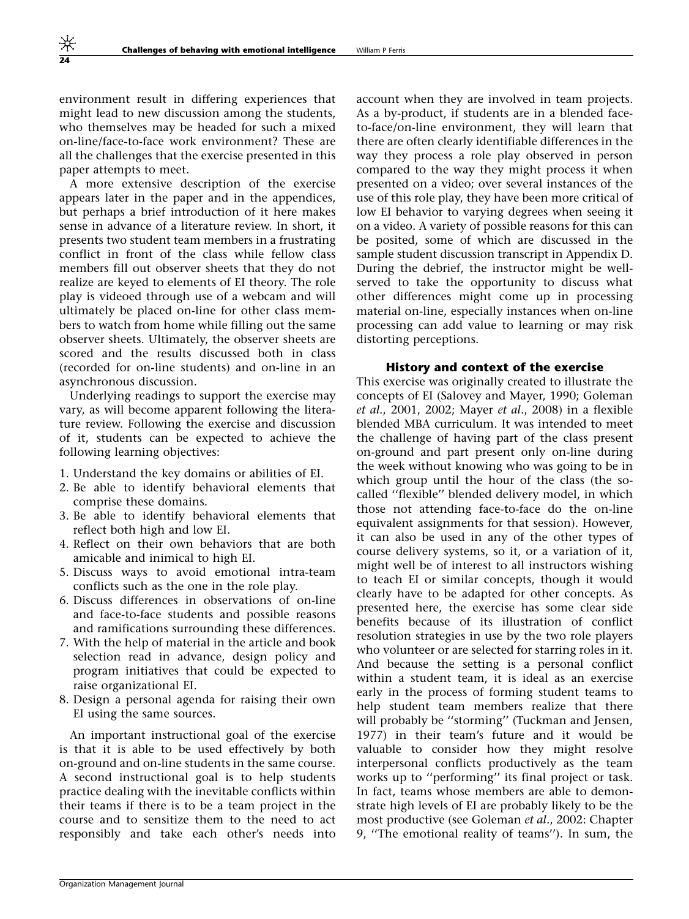environment result in differing experiences that might lead to new discussion among the students, who themselves may be headed for such a mixed on-line/face-to-face work environment? These are all the challenges that the exercise presented in this paper attempts to meet.

A more extensive description of the exercise appears later in the paper and in the appendices, but perhaps a brief introduction of it here makes sense in advance of a literature review. In short, it presents two student team members in a frustrating conflict in front of the class while fellow class members fill out observer sheets that they do not realize are keyed to elements of EI theory. The role play is videoed through use of a webcam and will ultimately be placed on-line for other class members to watch from home while filling out the same observer sheets. Ultimately, the observer sheets are scored and the results discussed both in class (recorded for on-line students) and on-line in an asynchronous discussion.

Underlying readings to support the exercise may vary, as will become apparent following the literature review. Following the exercise and discussion of it, students can be expected to achieve the following learning objectives:

1. Understand the key domains or abilities of EI.
2. Be able to identify behavioral elements that comprise these domains.
3. Be able to identify behavioral elements that reflect both high and low EI.
4. Reflect on their own behaviors that are both amicable and inimical to high EI.
5. Discuss ways to avoid emotional intra-team conflicts such as the one in the role play.
6. Discuss differences in observations of on-line and face-to-face students and possible reasons and ramifications surrounding these differences.
7. With the help of material in the article and book selection read in advance, design policy and program initiatives that could be expected to raise organizational EI.
8. Design a personal agenda for raising their own EI using the same sources.

An important instructional goal of the exercise is that it is able to be used effectively by both on-ground and on-line students in the same course. A second instructional goal is to help students practice dealing with the inevitable conflicts within their teams if there is to be a team project in the course and to sensitize them to the need to act responsibly and take each other's needs into account when they are involved in team projects. As a by-product, if students are in a blended face-to-face/on-line environment, they will learn that there are often clearly identifiable differences in the way they process a role play observed in person compared to the way they might process it when presented on a video; over several instances of the use of this role play, they have been more critical of low EI behavior to varying degrees when seeing it on a video. A variety of possible reasons for this can be posited, some of which are discussed in the sample student discussion transcript in Appendix D. During the debrief, the instructor might be well-served to take the opportunity to discuss what other differences might come up in processing material on-line, especially instances when on-line processing can add value to learning or may risk distorting perceptions.

## History and context of the exercise

This exercise was originally created to illustrate the concepts of EI (Salovey and Mayer, 1990; Goleman *et al*., 2001, 2002; Mayer *et al*., 2008) in a flexible blended MBA curriculum. It was intended to meet the challenge of having part of the class present on-ground and part present only on-line during the week without knowing who was going to be in which group until the hour of the class (the so-called "flexible" blended delivery model, in which those not attending face-to-face do the on-line equivalent assignments for that session). However, it can also be used in any of the other types of course delivery systems, so it, or a variation of it, might well be of interest to all instructors wishing to teach EI or similar concepts, though it would clearly have to be adapted for other concepts. As presented here, the exercise has some clear side benefits because of its illustration of conflict resolution strategies in use by the two role players who volunteer or are selected for starring roles in it. And because the setting is a personal conflict within a student team, it is ideal as an exercise early in the process of forming student teams to help student team members realize that there will probably be "storming" (Tuckman and Jensen, 1977) in their team's future and it would be valuable to consider how they might resolve interpersonal conflicts productively as the team works up to "performing" its final project or task. In fact, teams whose members are able to demonstrate high levels of EI are probably likely to be the most productive (see Goleman *et al*., 2002: Chapter 9, "The emotional reality of teams"). In sum, the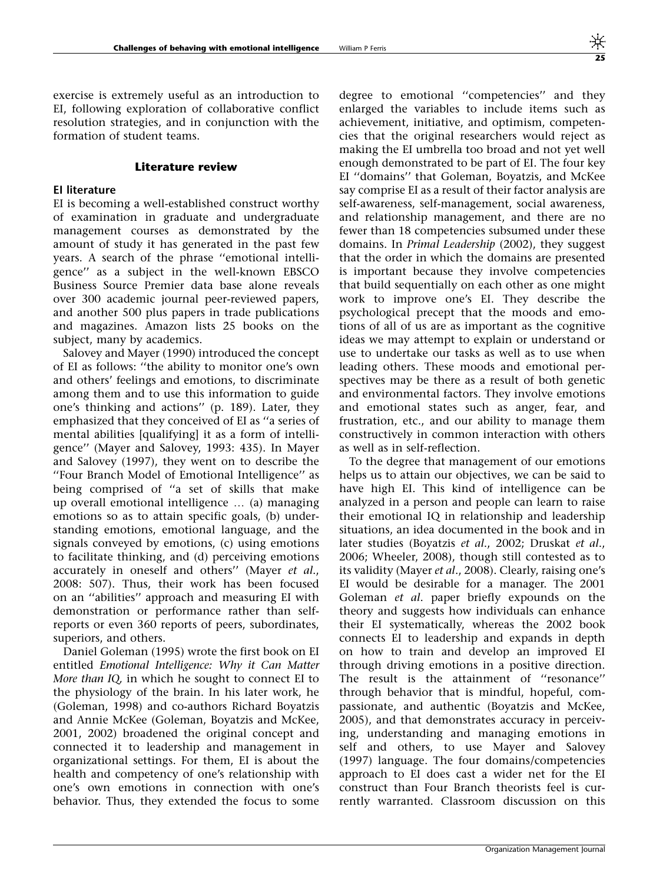exercise is extremely useful as an introduction to EI, following exploration of collaborative conflict resolution strategies, and in conjunction with the formation of student teams.

## Literature review

### EI literature

EI is becoming a well-established construct worthy of examination in graduate and undergraduate management courses as demonstrated by the amount of study it has generated in the past few years. A search of the phrase "emotional intelligence" as a subject in the well-known EBSCO Business Source Premier data base alone reveals over 300 academic journal peer-reviewed papers, and another 500 plus papers in trade publications and magazines. Amazon lists 25 books on the subject, many by academics.

Salovey and Mayer (1990) introduced the concept of EI as follows: "the ability to monitor one's own and others' feelings and emotions, to discriminate among them and to use this information to guide one's thinking and actions" (p. 189). Later, they emphasized that they conceived of EI as "a series of mental abilities [qualifying] it as a form of intelligence" (Mayer and Salovey, 1993: 435). In Mayer and Salovey (1997), they went on to describe the "Four Branch Model of Emotional Intelligence" as being comprised of "a set of skills that make up overall emotional intelligence … (a) managing emotions so as to attain specific goals, (b) understanding emotions, emotional language, and the signals conveyed by emotions, (c) using emotions to facilitate thinking, and (d) perceiving emotions accurately in oneself and others" (Mayer *et al*., 2008: 507). Thus, their work has been focused on an "abilities" approach and measuring EI with demonstration or performance rather than self-reports or even 360 reports of peers, subordinates, superiors, and others.

Daniel Goleman (1995) wrote the first book on EI entitled *Emotional Intelligence: Why it Can Matter More than IQ,* in which he sought to connect EI to the physiology of the brain. In his later work, he (Goleman, 1998) and co-authors Richard Boyatzis and Annie McKee (Goleman, Boyatzis and McKee, 2001, 2002) broadened the original concept and connected it to leadership and management in organizational settings. For them, EI is about the health and competency of one's relationship with one's own emotions in connection with one's behavior. Thus, they extended the focus to some degree to emotional "competencies" and they enlarged the variables to include items such as achievement, initiative, and optimism, competencies that the original researchers would reject as making the EI umbrella too broad and not yet well enough demonstrated to be part of EI. The four key EI "domains" that Goleman, Boyatzis, and McKee say comprise EI as a result of their factor analysis are self-awareness, self-management, social awareness, and relationship management, and there are no fewer than 18 competencies subsumed under these domains. In *Primal Leadership* (2002), they suggest that the order in which the domains are presented is important because they involve competencies that build sequentially on each other as one might work to improve one's EI. They describe the psychological precept that the moods and emotions of all of us are as important as the cognitive ideas we may attempt to explain or understand or use to undertake our tasks as well as to use when leading others. These moods and emotional perspectives may be there as a result of both genetic and environmental factors. They involve emotions and emotional states such as anger, fear, and frustration, etc., and our ability to manage them constructively in common interaction with others as well as in self-reflection.

To the degree that management of our emotions helps us to attain our objectives, we can be said to have high EI. This kind of intelligence can be analyzed in a person and people can learn to raise their emotional IQ in relationship and leadership situations, an idea documented in the book and in later studies (Boyatzis *et al*., 2002; Druskat *et al*., 2006; Wheeler, 2008), though still contested as to its validity (Mayer *et al*., 2008). Clearly, raising one's EI would be desirable for a manager. The 2001 Goleman *et al*. paper briefly expounds on the theory and suggests how individuals can enhance their EI systematically, whereas the 2002 book connects EI to leadership and expands in depth on how to train and develop an improved EI through driving emotions in a positive direction. The result is the attainment of "resonance" through behavior that is mindful, hopeful, compassionate, and authentic (Boyatzis and McKee, 2005), and that demonstrates accuracy in perceiving, understanding and managing emotions in self and others, to use Mayer and Salovey (1997) language. The four domains/competencies approach to EI does cast a wider net for the EI construct than Four Branch theorists feel is currently warranted. Classroom discussion on this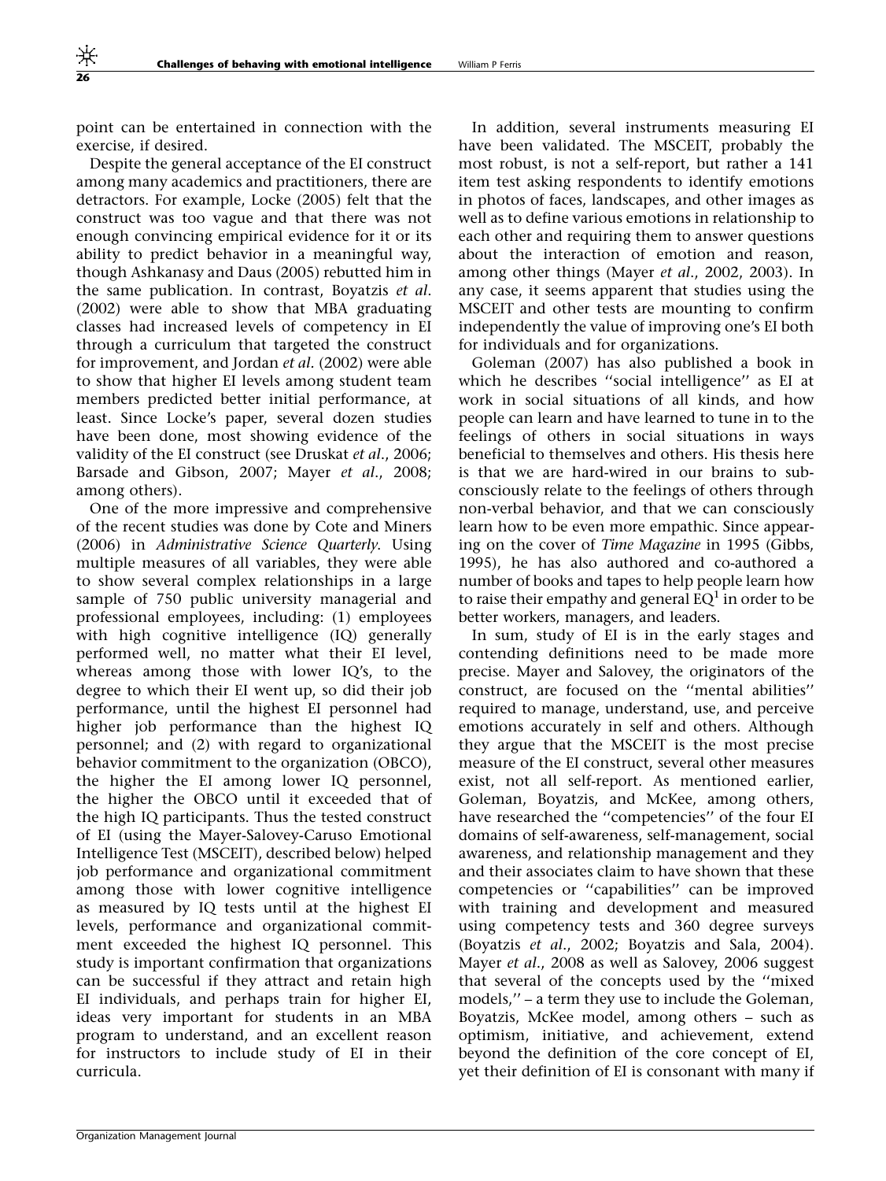point can be entertained in connection with the exercise, if desired.

Despite the general acceptance of the EI construct among many academics and practitioners, there are detractors. For example, Locke (2005) felt that the construct was too vague and that there was not enough convincing empirical evidence for it or its ability to predict behavior in a meaningful way, though Ashkanasy and Daus (2005) rebutted him in the same publication. In contrast, Boyatzis *et al*. (2002) were able to show that MBA graduating classes had increased levels of competency in EI through a curriculum that targeted the construct for improvement, and Jordan *et al*. (2002) were able to show that higher EI levels among student team members predicted better initial performance, at least. Since Locke's paper, several dozen studies have been done, most showing evidence of the validity of the EI construct (see Druskat *et al*., 2006; Barsade and Gibson, 2007; Mayer *et al*., 2008; among others).

One of the more impressive and comprehensive of the recent studies was done by Cote and Miners (2006) in *Administrative Science Quarterly*. Using multiple measures of all variables, they were able to show several complex relationships in a large sample of 750 public university managerial and professional employees, including: (1) employees with high cognitive intelligence (IQ) generally performed well, no matter what their EI level, whereas among those with lower IQ's, to the degree to which their EI went up, so did their job performance, until the highest EI personnel had higher job performance than the highest IQ personnel; and (2) with regard to organizational behavior commitment to the organization (OBCO), the higher the EI among lower IQ personnel, the higher the OBCO until it exceeded that of the high IQ participants. Thus the tested construct of EI (using the Mayer-Salovey-Caruso Emotional Intelligence Test (MSCEIT), described below) helped job performance and organizational commitment among those with lower cognitive intelligence as measured by IQ tests until at the highest EI levels, performance and organizational commitment exceeded the highest IQ personnel. This study is important confirmation that organizations can be successful if they attract and retain high EI individuals, and perhaps train for higher EI, ideas very important for students in an MBA program to understand, and an excellent reason for instructors to include study of EI in their curricula.

In addition, several instruments measuring EI have been validated. The MSCEIT, probably the most robust, is not a self-report, but rather a 141 item test asking respondents to identify emotions in photos of faces, landscapes, and other images as well as to define various emotions in relationship to each other and requiring them to answer questions about the interaction of emotion and reason, among other things (Mayer *et al*., 2002, 2003). In any case, it seems apparent that studies using the MSCEIT and other tests are mounting to confirm independently the value of improving one's EI both for individuals and for organizations.

Goleman (2007) has also published a book in which he describes "social intelligence" as EI at work in social situations of all kinds, and how people can learn and have learned to tune in to the feelings of others in social situations in ways beneficial to themselves and others. His thesis here is that we are hard-wired in our brains to subconsciously relate to the feelings of others through non-verbal behavior, and that we can consciously learn how to be even more empathic. Since appearing on the cover of *Time Magazine* in 1995 (Gibbs, 1995), he has also authored and co-authored a number of books and tapes to help people learn how to raise their empathy and general EQ[1] in order to be better workers, managers, and leaders.

In sum, study of EI is in the early stages and contending definitions need to be made more precise. Mayer and Salovey, the originators of the construct, are focused on the "mental abilities" required to manage, understand, use, and perceive emotions accurately in self and others. Although they argue that the MSCEIT is the most precise measure of the EI construct, several other measures exist, not all self-report. As mentioned earlier, Goleman, Boyatzis, and McKee, among others, have researched the "competencies" of the four EI domains of self-awareness, self-management, social awareness, and relationship management and they and their associates claim to have shown that these competencies or "capabilities" can be improved with training and development and measured using competency tests and 360 degree surveys (Boyatzis *et al*., 2002; Boyatzis and Sala, 2004). Mayer *et al*., 2008 as well as Salovey, 2006 suggest that several of the concepts used by the "mixed models," – a term they use to include the Goleman, Boyatzis, McKee model, among others – such as optimism, initiative, and achievement, extend beyond the definition of the core concept of EI, yet their definition of EI is consonant with many if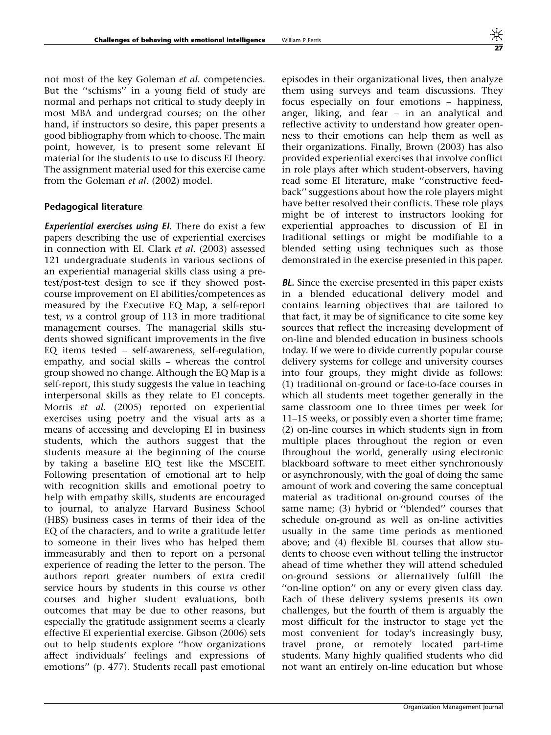not most of the key Goleman *et al*. competencies. But the ''schisms'' in a young field of study are normal and perhaps not critical to study deeply in most MBA and undergrad courses; on the other hand, if instructors so desire, this paper presents a good bibliography from which to choose. The main point, however, is to present some relevant EI material for the students to use to discuss EI theory. The assignment material used for this exercise came from the Goleman *et al*. (2002) model.

## Pedagogical literature

***Experiential exercises using EI.*** There do exist a few papers describing the use of experiential exercises in connection with EI. Clark *et al*. (2003) assessed 121 undergraduate students in various sections of an experiential managerial skills class using a pre-test/post-test design to see if they showed post-course improvement on EI abilities/competences as measured by the Executive EQ Map, a self-report test, *vs* a control group of 113 in more traditional management courses. The managerial skills students showed significant improvements in the five EQ items tested – self-awareness, self-regulation, empathy, and social skills – whereas the control group showed no change. Although the EQ Map is a self-report, this study suggests the value in teaching interpersonal skills as they relate to EI concepts. Morris *et al*. (2005) reported on experiential exercises using poetry and the visual arts as a means of accessing and developing EI in business students, which the authors suggest that the students measure at the beginning of the course by taking a baseline EIQ test like the MSCEIT. Following presentation of emotional art to help with recognition skills and emotional poetry to help with empathy skills, students are encouraged to journal, to analyze Harvard Business School (HBS) business cases in terms of their idea of the EQ of the characters, and to write a gratitude letter to someone in their lives who has helped them immeasurably and then to report on a personal experience of reading the letter to the person. The authors report greater numbers of extra credit service hours by students in this course *vs* other courses and higher student evaluations, both outcomes that may be due to other reasons, but especially the gratitude assignment seems a clearly effective EI experiential exercise. Gibson (2006) sets out to help students explore ''how organizations affect individuals' feelings and expressions of emotions'' (p. 477). Students recall past emotional episodes in their organizational lives, then analyze them using surveys and team discussions. They focus especially on four emotions – happiness, anger, liking, and fear – in an analytical and reflective activity to understand how greater openness to their emotions can help them as well as their organizations. Finally, Brown (2003) has also provided experiential exercises that involve conflict in role plays after which student-observers, having read some EI literature, make ''constructive feedback'' suggestions about how the role players might have better resolved their conflicts. These role plays might be of interest to instructors looking for experiential approaches to discussion of EI in traditional settings or might be modifiable to a blended setting using techniques such as those demonstrated in the exercise presented in this paper.

***BL.*** Since the exercise presented in this paper exists in a blended educational delivery model and contains learning objectives that are tailored to that fact, it may be of significance to cite some key sources that reflect the increasing development of on-line and blended education in business schools today. If we were to divide currently popular course delivery systems for college and university courses into four groups, they might divide as follows: (1) traditional on-ground or face-to-face courses in which all students meet together generally in the same classroom one to three times per week for 11–15 weeks, or possibly even a shorter time frame; (2) on-line courses in which students sign in from multiple places throughout the region or even throughout the world, generally using electronic blackboard software to meet either synchronously or asynchronously, with the goal of doing the same amount of work and covering the same conceptual material as traditional on-ground courses of the same name; (3) hybrid or ''blended'' courses that schedule on-ground as well as on-line activities usually in the same time periods as mentioned above; and (4) flexible BL courses that allow students to choose even without telling the instructor ahead of time whether they will attend scheduled on-ground sessions or alternatively fulfill the ''on-line option'' on any or every given class day. Each of these delivery systems presents its own challenges, but the fourth of them is arguably the most difficult for the instructor to stage yet the most convenient for today's increasingly busy, travel prone, or remotely located part-time students. Many highly qualified students who did not want an entirely on-line education but whose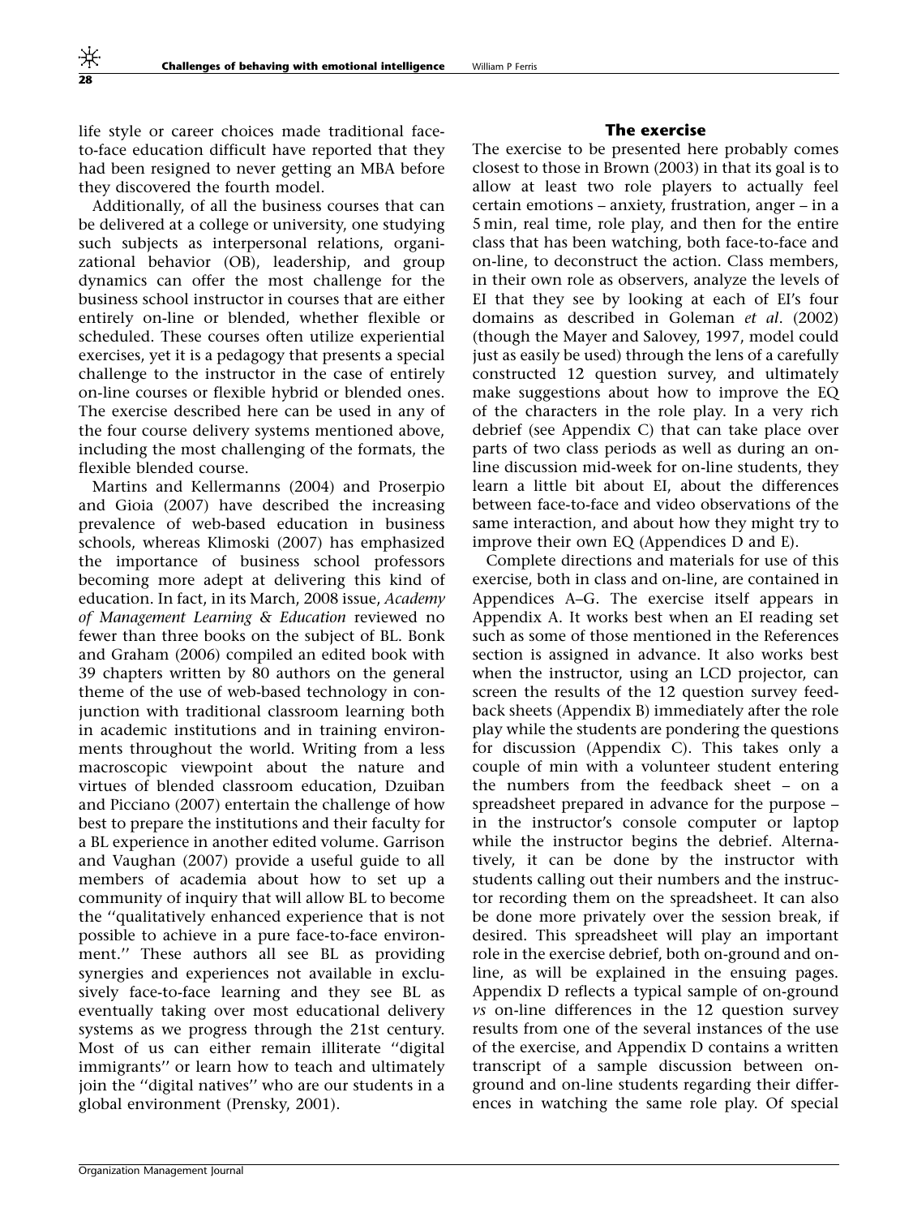life style or career choices made traditional face-to-face education difficult have reported that they had been resigned to never getting an MBA before they discovered the fourth model.

Additionally, of all the business courses that can be delivered at a college or university, one studying such subjects as interpersonal relations, organizational behavior (OB), leadership, and group dynamics can offer the most challenge for the business school instructor in courses that are either entirely on-line or blended, whether flexible or scheduled. These courses often utilize experiential exercises, yet it is a pedagogy that presents a special challenge to the instructor in the case of entirely on-line courses or flexible hybrid or blended ones. The exercise described here can be used in any of the four course delivery systems mentioned above, including the most challenging of the formats, the flexible blended course.

Martins and Kellermanns (2004) and Proserpio and Gioia (2007) have described the increasing prevalence of web-based education in business schools, whereas Klimoski (2007) has emphasized the importance of business school professors becoming more adept at delivering this kind of education. In fact, in its March, 2008 issue, *Academy of Management Learning & Education* reviewed no fewer than three books on the subject of BL. Bonk and Graham (2006) compiled an edited book with 39 chapters written by 80 authors on the general theme of the use of web-based technology in conjunction with traditional classroom learning both in academic institutions and in training environments throughout the world. Writing from a less macroscopic viewpoint about the nature and virtues of blended classroom education, Dzuiban and Picciano (2007) entertain the challenge of how best to prepare the institutions and their faculty for a BL experience in another edited volume. Garrison and Vaughan (2007) provide a useful guide to all members of academia about how to set up a community of inquiry that will allow BL to become the ''qualitatively enhanced experience that is not possible to achieve in a pure face-to-face environment.'' These authors all see BL as providing synergies and experiences not available in exclusively face-to-face learning and they see BL as eventually taking over most educational delivery systems as we progress through the 21st century. Most of us can either remain illiterate ''digital immigrants'' or learn how to teach and ultimately join the ''digital natives'' who are our students in a global environment (Prensky, 2001).

## The exercise

The exercise to be presented here probably comes closest to those in Brown (2003) in that its goal is to allow at least two role players to actually feel certain emotions – anxiety, frustration, anger – in a 5 min, real time, role play, and then for the entire class that has been watching, both face-to-face and on-line, to deconstruct the action. Class members, in their own role as observers, analyze the levels of EI that they see by looking at each of EI's four domains as described in Goleman *et al*. (2002) (though the Mayer and Salovey, 1997, model could just as easily be used) through the lens of a carefully constructed 12 question survey, and ultimately make suggestions about how to improve the EQ of the characters in the role play. In a very rich debrief (see Appendix C) that can take place over parts of two class periods as well as during an on-line discussion mid-week for on-line students, they learn a little bit about EI, about the differences between face-to-face and video observations of the same interaction, and about how they might try to improve their own EQ (Appendices D and E).

Complete directions and materials for use of this exercise, both in class and on-line, are contained in Appendices A–G. The exercise itself appears in Appendix A. It works best when an EI reading set such as some of those mentioned in the References section is assigned in advance. It also works best when the instructor, using an LCD projector, can screen the results of the 12 question survey feedback sheets (Appendix B) immediately after the role play while the students are pondering the questions for discussion (Appendix C). This takes only a couple of min with a volunteer student entering the numbers from the feedback sheet – on a spreadsheet prepared in advance for the purpose – in the instructor's console computer or laptop while the instructor begins the debrief. Alternatively, it can be done by the instructor with students calling out their numbers and the instructor recording them on the spreadsheet. It can also be done more privately over the session break, if desired. This spreadsheet will play an important role in the exercise debrief, both on-ground and on-line, as will be explained in the ensuing pages. Appendix D reflects a typical sample of on-ground *vs* on-line differences in the 12 question survey results from one of the several instances of the use of the exercise, and Appendix D contains a written transcript of a sample discussion between on-ground and on-line students regarding their differences in watching the same role play. Of special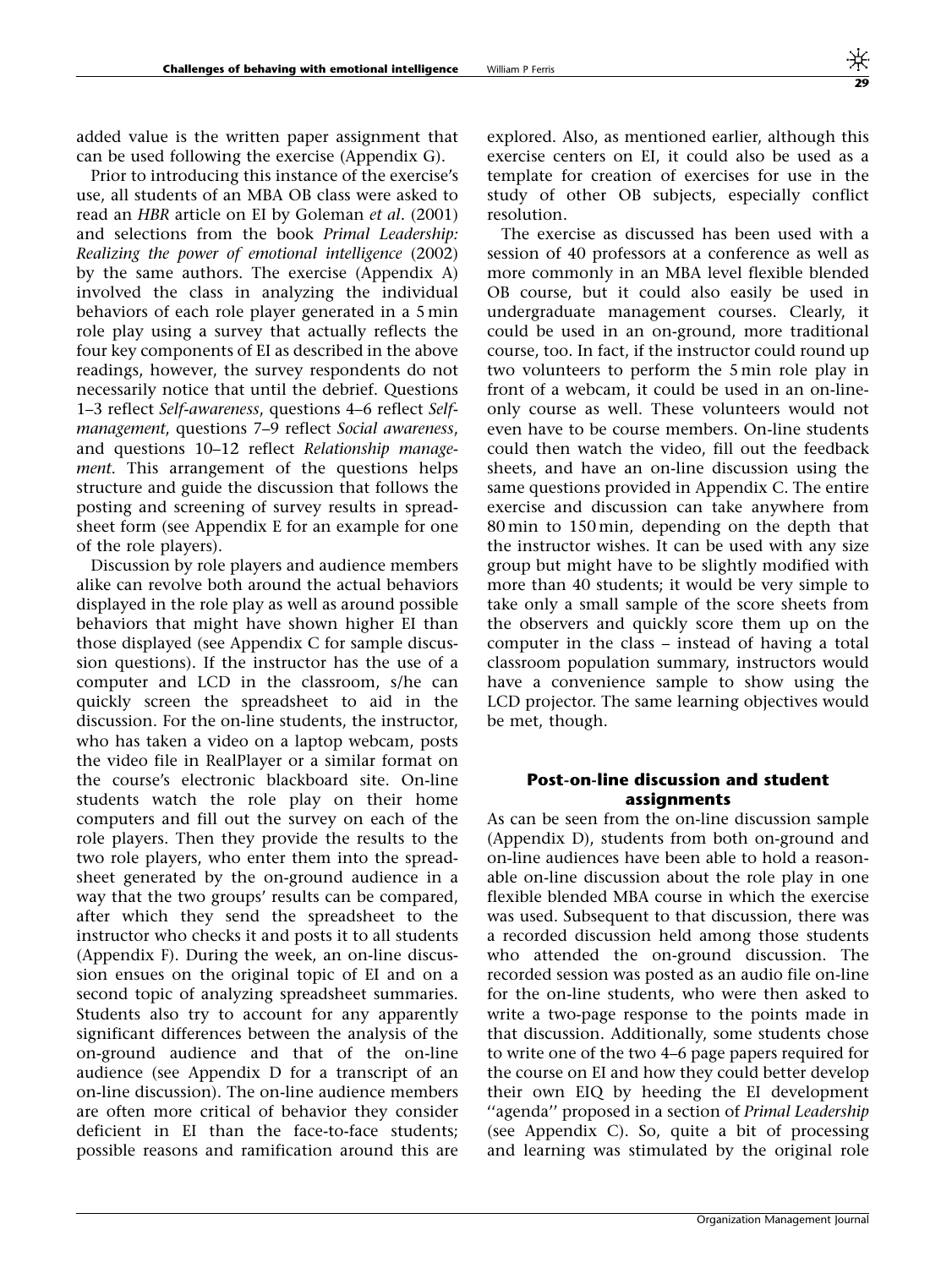added value is the written paper assignment that can be used following the exercise (Appendix G).

Prior to introducing this instance of the exercise's use, all students of an MBA OB class were asked to read an *HBR* article on EI by Goleman *et al*. (2001) and selections from the book *Primal Leadership: Realizing the power of emotional intelligence* (2002) by the same authors. The exercise (Appendix A) involved the class in analyzing the individual behaviors of each role player generated in a 5 min role play using a survey that actually reflects the four key components of EI as described in the above readings, however, the survey respondents do not necessarily notice that until the debrief. Questions 1–3 reflect *Self-awareness*, questions 4–6 reflect *Self-management*, questions 7–9 reflect *Social awareness*, and questions 10–12 reflect *Relationship management*. This arrangement of the questions helps structure and guide the discussion that follows the posting and screening of survey results in spreadsheet form (see Appendix E for an example for one of the role players).

Discussion by role players and audience members alike can revolve both around the actual behaviors displayed in the role play as well as around possible behaviors that might have shown higher EI than those displayed (see Appendix C for sample discussion questions). If the instructor has the use of a computer and LCD in the classroom, s/he can quickly screen the spreadsheet to aid in the discussion. For the on-line students, the instructor, who has taken a video on a laptop webcam, posts the video file in RealPlayer or a similar format on the course's electronic blackboard site. On-line students watch the role play on their home computers and fill out the survey on each of the role players. Then they provide the results to the two role players, who enter them into the spreadsheet generated by the on-ground audience in a way that the two groups' results can be compared, after which they send the spreadsheet to the instructor who checks it and posts it to all students (Appendix F). During the week, an on-line discussion ensues on the original topic of EI and on a second topic of analyzing spreadsheet summaries. Students also try to account for any apparently significant differences between the analysis of the on-ground audience and that of the on-line audience (see Appendix D for a transcript of an on-line discussion). The on-line audience members are often more critical of behavior they consider deficient in EI than the face-to-face students; possible reasons and ramification around this are explored. Also, as mentioned earlier, although this exercise centers on EI, it could also be used as a template for creation of exercises for use in the study of other OB subjects, especially conflict resolution.

The exercise as discussed has been used with a session of 40 professors at a conference as well as more commonly in an MBA level flexible blended OB course, but it could also easily be used in undergraduate management courses. Clearly, it could be used in an on-ground, more traditional course, too. In fact, if the instructor could round up two volunteers to perform the 5 min role play in front of a webcam, it could be used in an on-line-only course as well. These volunteers would not even have to be course members. On-line students could then watch the video, fill out the feedback sheets, and have an on-line discussion using the same questions provided in Appendix C. The entire exercise and discussion can take anywhere from 80 min to 150 min, depending on the depth that the instructor wishes. It can be used with any size group but might have to be slightly modified with more than 40 students; it would be very simple to take only a small sample of the score sheets from the observers and quickly score them up on the computer in the class – instead of having a total classroom population summary, instructors would have a convenience sample to show using the LCD projector. The same learning objectives would be met, though.

### Post-on-line discussion and student assignments

As can be seen from the on-line discussion sample (Appendix D), students from both on-ground and on-line audiences have been able to hold a reasonable on-line discussion about the role play in one flexible blended MBA course in which the exercise was used. Subsequent to that discussion, there was a recorded discussion held among those students who attended the on-ground discussion. The recorded session was posted as an audio file on-line for the on-line students, who were then asked to write a two-page response to the points made in that discussion. Additionally, some students chose to write one of the two 4–6 page papers required for the course on EI and how they could better develop their own EIQ by heeding the EI development ''agenda'' proposed in a section of *Primal Leadership* (see Appendix C). So, quite a bit of processing and learning was stimulated by the original role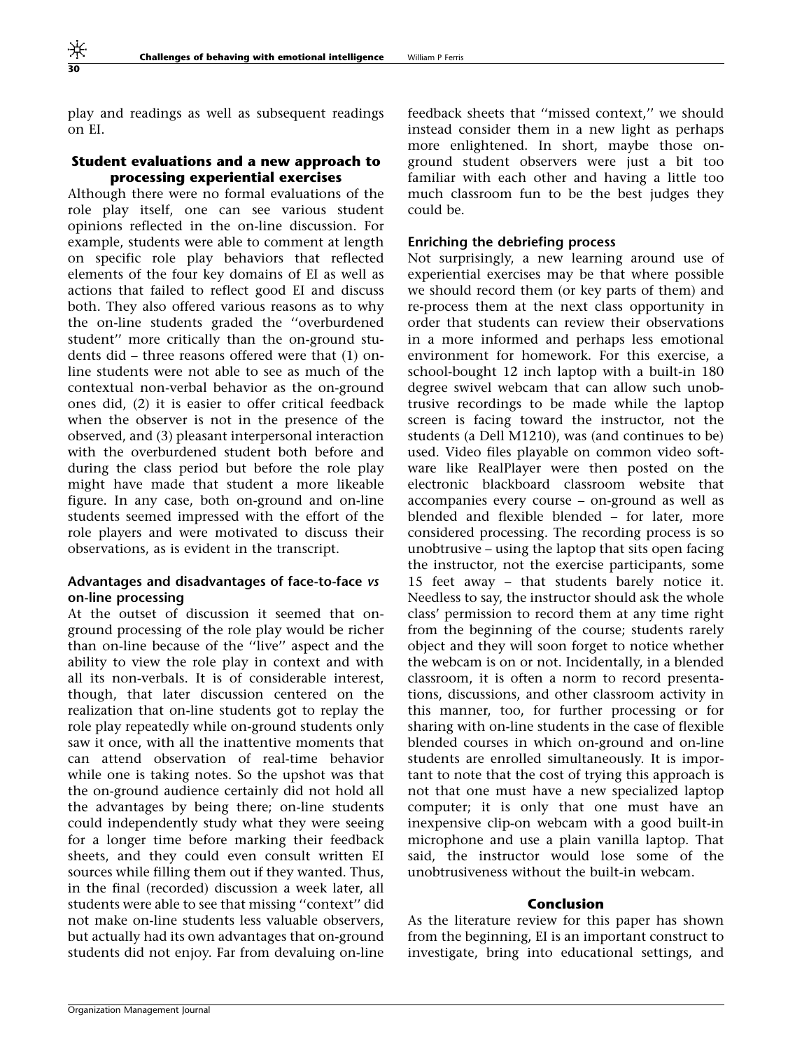play and readings as well as subsequent readings on EI.

### Student evaluations and a new approach to processing experiential exercises

Although there were no formal evaluations of the role play itself, one can see various student opinions reflected in the on-line discussion. For example, students were able to comment at length on specific role play behaviors that reflected elements of the four key domains of EI as well as actions that failed to reflect good EI and discuss both. They also offered various reasons as to why the on-line students graded the ''overburdened student'' more critically than the on-ground students did – three reasons offered were that (1) on-line students were not able to see as much of the contextual non-verbal behavior as the on-ground ones did, (2) it is easier to offer critical feedback when the observer is not in the presence of the observed, and (3) pleasant interpersonal interaction with the overburdened student both before and during the class period but before the role play might have made that student a more likeable figure. In any case, both on-ground and on-line students seemed impressed with the effort of the role players and were motivated to discuss their observations, as is evident in the transcript.

#### Advantages and disadvantages of face-to-face *vs* on-line processing

At the outset of discussion it seemed that on-ground processing of the role play would be richer than on-line because of the ''live'' aspect and the ability to view the role play in context and with all its non-verbals. It is of considerable interest, though, that later discussion centered on the realization that on-line students got to replay the role play repeatedly while on-ground students only saw it once, with all the inattentive moments that can attend observation of real-time behavior while one is taking notes. So the upshot was that the on-ground audience certainly did not hold all the advantages by being there; on-line students could independently study what they were seeing for a longer time before marking their feedback sheets, and they could even consult written EI sources while filling them out if they wanted. Thus, in the final (recorded) discussion a week later, all students were able to see that missing ''context'' did not make on-line students less valuable observers, but actually had its own advantages that on-ground students did not enjoy. Far from devaluing on-line feedback sheets that ''missed context,'' we should instead consider them in a new light as perhaps more enlightened. In short, maybe those on-ground student observers were just a bit too familiar with each other and having a little too much classroom fun to be the best judges they could be.

#### Enriching the debriefing process

Not surprisingly, a new learning around use of experiential exercises may be that where possible we should record them (or key parts of them) and re-process them at the next class opportunity in order that students can review their observations in a more informed and perhaps less emotional environment for homework. For this exercise, a school-bought 12 inch laptop with a built-in 180 degree swivel webcam that can allow such unobtrusive recordings to be made while the laptop screen is facing toward the instructor, not the students (a Dell M1210), was (and continues to be) used. Video files playable on common video software like RealPlayer were then posted on the electronic blackboard classroom website that accompanies every course – on-ground as well as blended and flexible blended – for later, more considered processing. The recording process is so unobtrusive – using the laptop that sits open facing the instructor, not the exercise participants, some 15 feet away – that students barely notice it. Needless to say, the instructor should ask the whole class' permission to record them at any time right from the beginning of the course; students rarely object and they will soon forget to notice whether the webcam is on or not. Incidentally, in a blended classroom, it is often a norm to record presentations, discussions, and other classroom activity in this manner, too, for further processing or for sharing with on-line students in the case of flexible blended courses in which on-ground and on-line students are enrolled simultaneously. It is important to note that the cost of trying this approach is not that one must have a new specialized laptop computer; it is only that one must have an inexpensive clip-on webcam with a good built-in microphone and use a plain vanilla laptop. That said, the instructor would lose some of the unobtrusiveness without the built-in webcam.

### Conclusion

As the literature review for this paper has shown from the beginning, EI is an important construct to investigate, bring into educational settings, and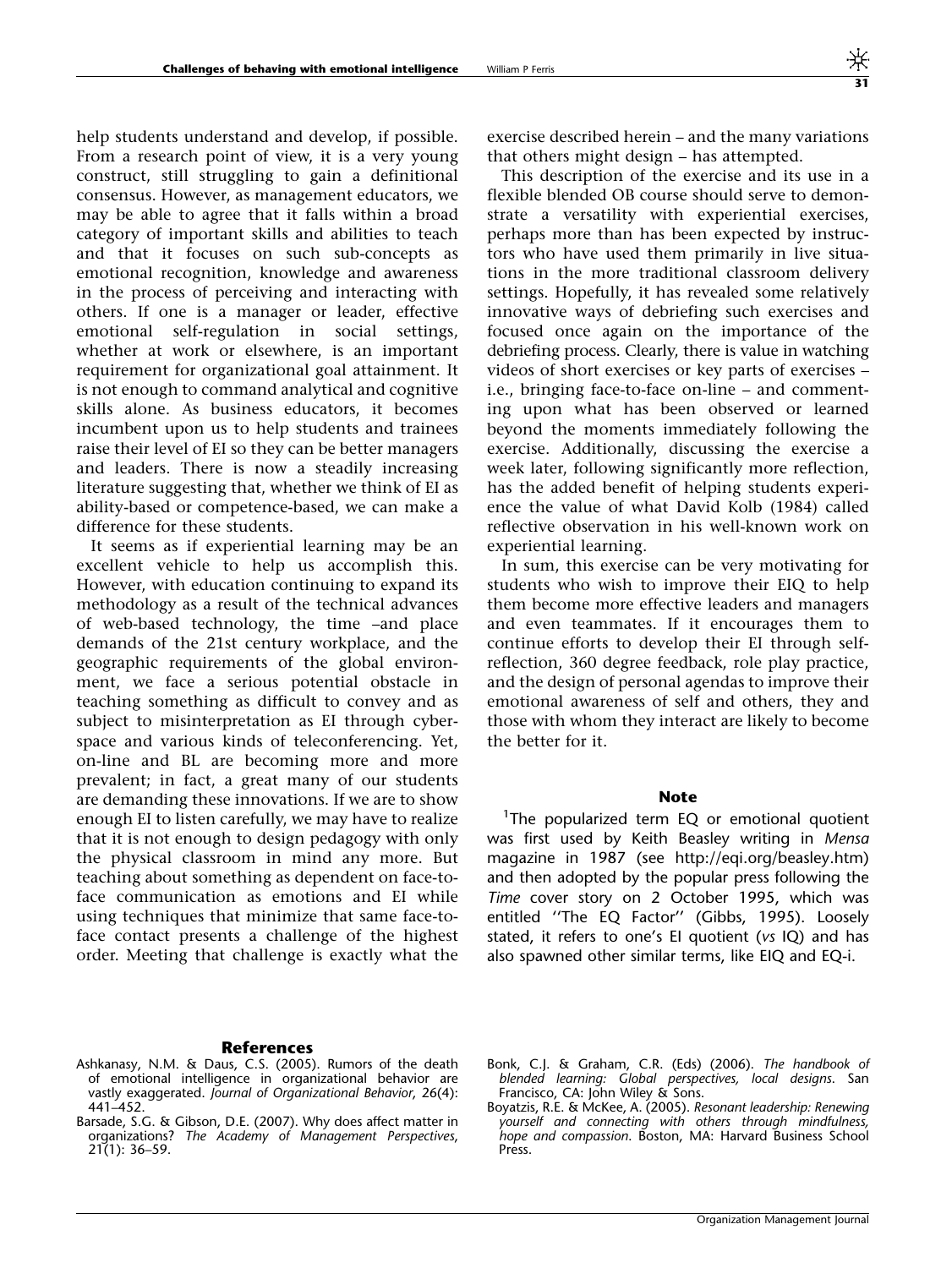help students understand and develop, if possible. From a research point of view, it is a very young construct, still struggling to gain a definitional consensus. However, as management educators, we may be able to agree that it falls within a broad category of important skills and abilities to teach and that it focuses on such sub-concepts as emotional recognition, knowledge and awareness in the process of perceiving and interacting with others. If one is a manager or leader, effective emotional self-regulation in social settings, whether at work or elsewhere, is an important requirement for organizational goal attainment. It is not enough to command analytical and cognitive skills alone. As business educators, it becomes incumbent upon us to help students and trainees raise their level of EI so they can be better managers and leaders. There is now a steadily increasing literature suggesting that, whether we think of EI as ability-based or competence-based, we can make a difference for these students.

It seems as if experiential learning may be an excellent vehicle to help us accomplish this. However, with education continuing to expand its methodology as a result of the technical advances of web-based technology, the time –and place demands of the 21st century workplace, and the geographic requirements of the global environment, we face a serious potential obstacle in teaching something as difficult to convey and as subject to misinterpretation as EI through cyberspace and various kinds of teleconferencing. Yet, on-line and BL are becoming more and more prevalent; in fact, a great many of our students are demanding these innovations. If we are to show enough EI to listen carefully, we may have to realize that it is not enough to design pedagogy with only the physical classroom in mind any more. But teaching about something as dependent on face-to-face communication as emotions and EI while using techniques that minimize that same face-to-face contact presents a challenge of the highest order. Meeting that challenge is exactly what the exercise described herein – and the many variations that others might design – has attempted.

This description of the exercise and its use in a flexible blended OB course should serve to demonstrate a versatility with experiential exercises, perhaps more than has been expected by instructors who have used them primarily in live situations in the more traditional classroom delivery settings. Hopefully, it has revealed some relatively innovative ways of debriefing such exercises and focused once again on the importance of the debriefing process. Clearly, there is value in watching videos of short exercises or key parts of exercises – i.e., bringing face-to-face on-line – and commenting upon what has been observed or learned beyond the moments immediately following the exercise. Additionally, discussing the exercise a week later, following significantly more reflection, has the added benefit of helping students experience the value of what David Kolb (1984) called reflective observation in his well-known work on experiential learning.

In sum, this exercise can be very motivating for students who wish to improve their EIQ to help them become more effective leaders and managers and even teammates. If it encourages them to continue efforts to develop their EI through self-reflection, 360 degree feedback, role play practice, and the design of personal agendas to improve their emotional awareness of self and others, they and those with whom they interact are likely to become the better for it.

## Note

[1]The popularized term EQ or emotional quotient was first used by Keith Beasley writing in *Mensa* magazine in 1987 (see http://eqi.org/beasley.htm) and then adopted by the popular press following the *Time* cover story on 2 October 1995, which was entitled ''The EQ Factor'' (Gibbs, 1995). Loosely stated, it refers to one's EI quotient (*vs* IQ) and has also spawned other similar terms, like EIQ and EQ-i.

## References

Ashkanasy, N.M. & Daus, C.S. (2005). Rumors of the death of emotional intelligence in organizational behavior are vastly exaggerated. *Journal of Organizational Behavior*, 26(4): 441–452.

Barsade, S.G. & Gibson, D.E. (2007). Why does affect matter in organizations? *The Academy of Management Perspectives*, 21(1): 36–59.

Bonk, C.J. & Graham, C.R. (Eds) (2006). *The handbook of blended learning: Global perspectives, local designs*. San Francisco, CA: John Wiley & Sons.

Boyatzis, R.E. & McKee, A. (2005). *Resonant leadership: Renewing yourself and connecting with others through mindfulness, hope and compassion*. Boston, MA: Harvard Business School Press.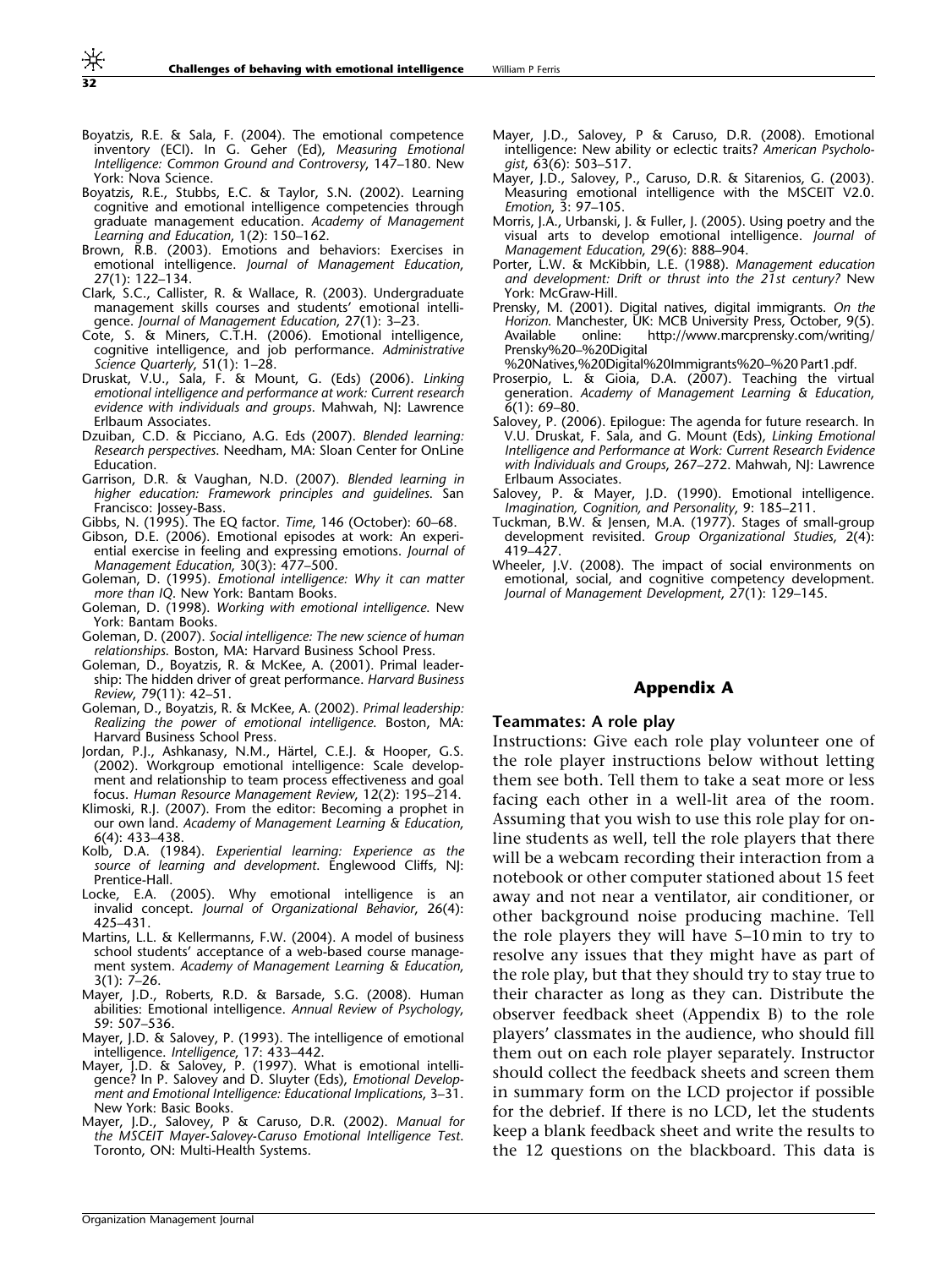Boyatzis, R.E. & Sala, F. (2004). The emotional competence inventory (ECI). In G. Geher (Ed), *Measuring Emotional Intelligence: Common Ground and Controversy*, 147–180. New York: Nova Science.

Boyatzis, R.E., Stubbs, E.C. & Taylor, S.N. (2002). Learning cognitive and emotional intelligence competencies through graduate management education. *Academy of Management Learning and Education*, 1(2): 150–162.

Brown, R.B. (2003). Emotions and behaviors: Exercises in emotional intelligence. *Journal of Management Education*, 27(1): 122–134.

Clark, S.C., Callister, R. & Wallace, R. (2003). Undergraduate management skills courses and students' emotional intelligence. *Journal of Management Education*, 27(1): 3–23.

Cote, S. & Miners, C.T.H. (2006). Emotional intelligence, cognitive intelligence, and job performance. *Administrative Science Quarterly*, 51(1): 1–28.

Druskat, V.U., Sala, F. & Mount, G. (Eds) (2006). *Linking emotional intelligence and performance at work: Current research evidence with individuals and groups*. Mahwah, NJ: Lawrence Erlbaum Associates.

Dzuiban, C.D. & Picciano, A.G. Eds (2007). *Blended learning: Research perspectives*. Needham, MA: Sloan Center for OnLine Education.

Garrison, D.R. & Vaughan, N.D. (2007). *Blended learning in higher education: Framework principles and guidelines*. San Francisco: Jossey-Bass.

Gibbs, N. (1995). The EQ factor. *Time*, 146 (October): 60–68.

Gibson, D.E. (2006). Emotional episodes at work: An experiential exercise in feeling and expressing emotions. *Journal of Management Education*, 30(3): 477–500.

Goleman, D. (1995). *Emotional intelligence: Why it can matter more than IQ*. New York: Bantam Books.

Goleman, D. (1998). *Working with emotional intelligence*. New York: Bantam Books.

Goleman, D. (2007). *Social intelligence: The new science of human relationships*. Boston, MA: Harvard Business School Press.

Goleman, D., Boyatzis, R. & McKee, A. (2001). Primal leadership: The hidden driver of great performance. *Harvard Business Review*, 79(11): 42–51.

Goleman, D., Boyatzis, R. & McKee, A. (2002). *Primal leadership: Realizing the power of emotional intelligence*. Boston, MA: Harvard Business School Press.

Jordan, P.J., Ashkanasy, N.M., Härtel, C.E.J. & Hooper, G.S. (2002). Workgroup emotional intelligence: Scale development and relationship to team process effectiveness and goal focus. *Human Resource Management Review*, 12(2): 195–214.

Klimoski, R.J. (2007). From the editor: Becoming a prophet in our own land. *Academy of Management Learning & Education*, 6(4): 433–438.

Kolb, D.A. (1984). *Experiential learning: Experience as the source of learning and development*. Englewood Cliffs, NJ: Prentice-Hall.

Locke, E.A. (2005). Why emotional intelligence is an invalid concept. *Journal of Organizational Behavior*, 26(4): 425–431.

Martins, L.L. & Kellermanns, F.W. (2004). A model of business school students' acceptance of a web-based course management system. *Academy of Management Learning & Education*, 3(1): 7–26.

Mayer, J.D., Roberts, R.D. & Barsade, S.G. (2008). Human abilities: Emotional intelligence. *Annual Review of Psychology*, 59: 507–536.

Mayer, J.D. & Salovey, P. (1993). The intelligence of emotional intelligence. *Intelligence*, 17: 433–442.

Mayer, J.D. & Salovey, P. (1997). What is emotional intelligence? In P. Salovey and D. Sluyter (Eds), *Emotional Development and Emotional Intelligence: Educational Implications*, 3–31. New York: Basic Books.

Mayer, J.D., Salovey, P. & Caruso, D.R. (2002). *Manual for the MSCEIT Mayer-Salovey-Caruso Emotional Intelligence Test*. Toronto, ON: Multi-Health Systems.

Mayer, J.D., Salovey, P & Caruso, D.R. (2008). Emotional intelligence: New ability or eclectic traits? *American Psychologist*, 63(6): 503–517.

Mayer, J.D., Salovey, P., Caruso, D.R. & Sitarenios, G. (2003). Measuring emotional intelligence with the MSCEIT V2.0. *Emotion*, 3: 97–105.

Morris, J.A., Urbanski, J. & Fuller, J. (2005). Using poetry and the visual arts to develop emotional intelligence. *Journal of Management Education*, 29(6): 888–904.

Porter, L.W. & McKibbin, L.E. (1988). *Management education and development: Drift or thrust into the 21st century?* New York: McGraw-Hill.

Prensky, M. (2001). Digital natives, digital immigrants. *On the Horizon*. Manchester, UK: MCB University Press, October, 9(5). Available online: http://www.marcprensky.com/writing/Prensky%20–%20Digital%20Natives,%20Digital%20Immigrants%20–%20 Part1.pdf.

Proserpio, L. & Gioia, D.A. (2007). Teaching the virtual generation. *Academy of Management Learning & Education*, 6(1): 69–80.

Salovey, P. (2006). Epilogue: The agenda for future research. In V.U. Druskat, F. Sala, and G. Mount (Eds), *Linking Emotional Intelligence and Performance at Work: Current Research Evidence with Individuals and Groups*, 267–272. Mahwah, NJ: Lawrence Erlbaum Associates.

Salovey, P. & Mayer, J.D. (1990). Emotional intelligence. *Imagination, Cognition, and Personality*, 9: 185–211.

Tuckman, B.W. & Jensen, M.A. (1977). Stages of small-group development revisited. *Group Organizational Studies*, 2(4): 419–427.

Wheeler, J.V. (2008). The impact of social environments on emotional, social, and cognitive competency development. *Journal of Management Development*, 27(1): 129–145.

## Appendix A

### Teammates: A role play

Instructions: Give each role play volunteer one of the role player instructions below without letting them see both. Tell them to take a seat more or less facing each other in a well-lit area of the room. Assuming that you wish to use this role play for online students as well, tell the role players that there will be a webcam recording their interaction from a notebook or other computer stationed about 15 feet away and not near a ventilator, air conditioner, or other background noise producing machine. Tell the role players they will have 5–10 min to try to resolve any issues that they might have as part of the role play, but that they should try to stay true to their character as long as they can. Distribute the observer feedback sheet (Appendix B) to the role players' classmates in the audience, who should fill them out on each role player separately. Instructor should collect the feedback sheets and screen them in summary form on the LCD projector if possible for the debrief. If there is no LCD, let the students keep a blank feedback sheet and write the results to the 12 questions on the blackboard. This data is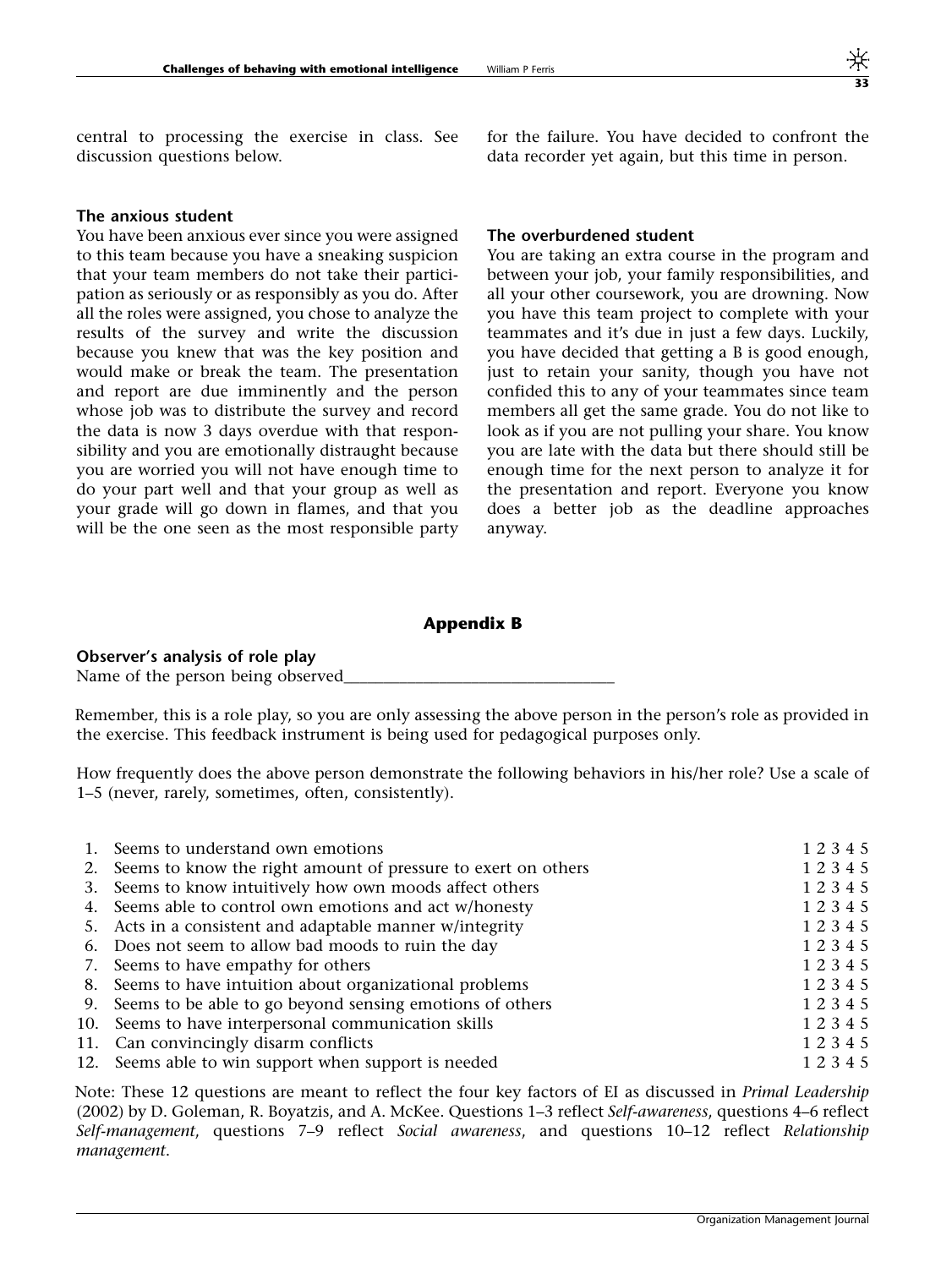central to processing the exercise in class. See discussion questions below.

**The anxious student**

You have been anxious ever since you were assigned to this team because you have a sneaking suspicion that your team members do not take their participation as seriously or as responsibly as you do. After all the roles were assigned, you chose to analyze the results of the survey and write the discussion because you knew that was the key position and would make or break the team. The presentation and report are due imminently and the person whose job was to distribute the survey and record the data is now 3 days overdue with that responsibility and you are emotionally distraught because you are worried you will not have enough time to do your part well and that your group as well as your grade will go down in flames, and that you will be the one seen as the most responsible party for the failure. You have decided to confront the data recorder yet again, but this time in person.

**The overburdened student**

You are taking an extra course in the program and between your job, your family responsibilities, and all your other coursework, you are drowning. Now you have this team project to complete with your teammates and it's due in just a few days. Luckily, you have decided that getting a B is good enough, just to retain your sanity, though you have not confided this to any of your teammates since team members all get the same grade. You do not like to look as if you are not pulling your share. You know you are late with the data but there should still be enough time for the next person to analyze it for the presentation and report. Everyone you know does a better job as the deadline approaches anyway.

## Appendix B

**Observer's analysis of role play**

Name of the person being observed________________________________

Remember, this is a role play, so you are only assessing the above person in the person's role as provided in the exercise. This feedback instrument is being used for pedagogical purposes only.

How frequently does the above person demonstrate the following behaviors in his/her role? Use a scale of 1–5 (never, rarely, sometimes, often, consistently).

| | | |
|---|---|---|
| 1. | Seems to understand own emotions | 1 2 3 4 5 |
| 2. | Seems to know the right amount of pressure to exert on others | 1 2 3 4 5 |
| 3. | Seems to know intuitively how own moods affect others | 1 2 3 4 5 |
| 4. | Seems able to control own emotions and act w/honesty | 1 2 3 4 5 |
| 5. | Acts in a consistent and adaptable manner w/integrity | 1 2 3 4 5 |
| 6. | Does not seem to allow bad moods to ruin the day | 1 2 3 4 5 |
| 7. | Seems to have empathy for others | 1 2 3 4 5 |
| 8. | Seems to have intuition about organizational problems | 1 2 3 4 5 |
| 9. | Seems to be able to go beyond sensing emotions of others | 1 2 3 4 5 |
| 10. | Seems to have interpersonal communication skills | 1 2 3 4 5 |
| 11. | Can convincingly disarm conflicts | 1 2 3 4 5 |
| 12. | Seems able to win support when support is needed | 1 2 3 4 5 |

Note: These 12 questions are meant to reflect the four key factors of EI as discussed in *Primal Leadership* (2002) by D. Goleman, R. Boyatzis, and A. McKee. Questions 1–3 reflect *Self-awareness*, questions 4–6 reflect *Self-management*, questions 7–9 reflect *Social awareness*, and questions 10–12 reflect *Relationship management*.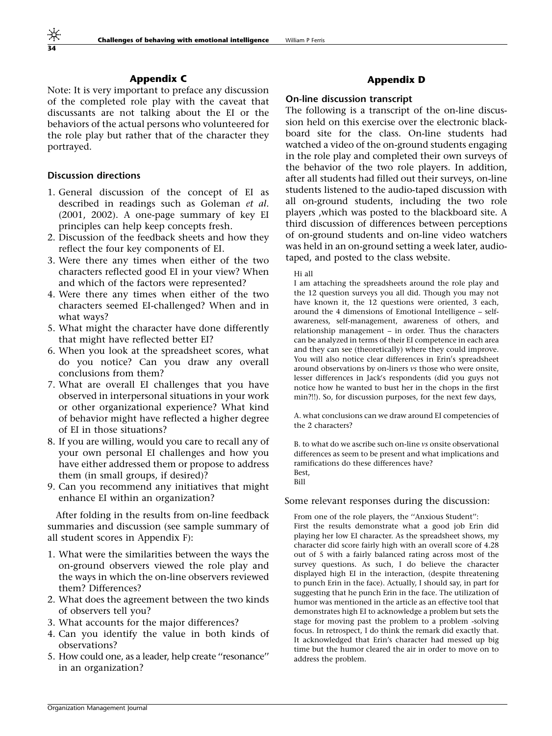## Appendix C

Note: It is very important to preface any discussion of the completed role play with the caveat that discussants are not talking about the EI or the behaviors of the actual persons who volunteered for the role play but rather that of the character they portrayed.

### Discussion directions

1. General discussion of the concept of EI as described in readings such as Goleman *et al.* (2001, 2002). A one-page summary of key EI principles can help keep concepts fresh.
2. Discussion of the feedback sheets and how they reflect the four key components of EI.
3. Were there any times when either of the two characters reflected good EI in your view? When and which of the factors were represented?
4. Were there any times when either of the two characters seemed EI-challenged? When and in what ways?
5. What might the character have done differently that might have reflected better EI?
6. When you look at the spreadsheet scores, what do you notice? Can you draw any overall conclusions from them?
7. What are overall EI challenges that you have observed in interpersonal situations in your work or other organizational experience? What kind of behavior might have reflected a higher degree of EI in those situations?
8. If you are willing, would you care to recall any of your own personal EI challenges and how you have either addressed them or propose to address them (in small groups, if desired)?
9. Can you recommend any initiatives that might enhance EI within an organization?

After folding in the results from on-line feedback summaries and discussion (see sample summary of all student scores in Appendix F):

1. What were the similarities between the ways the on-ground observers viewed the role play and the ways in which the on-line observers reviewed them? Differences?
2. What does the agreement between the two kinds of observers tell you?
3. What accounts for the major differences?
4. Can you identify the value in both kinds of observations?
5. How could one, as a leader, help create "resonance" in an organization?

## Appendix D

### On-line discussion transcript

The following is a transcript of the on-line discussion held on this exercise over the electronic blackboard site for the class. On-line students had watched a video of the on-ground students engaging in the role play and completed their own surveys of the behavior of the two role players. In addition, after all students had filled out their surveys, on-line students listened to the audio-taped discussion with all on-ground students, including the two role players ,which was posted to the blackboard site. A third discussion of differences between perceptions of on-ground students and on-line video watchers was held in an on-ground setting a week later, audio-taped, and posted to the class website.

> Hi all
>
> I am attaching the spreadsheets around the role play and the 12 question surveys you all did. Though you may not have known it, the 12 questions were oriented, 3 each, around the 4 dimensions of Emotional Intelligence – self-awareness, self-management, awareness of others, and relationship management – in order. Thus the characters can be analyzed in terms of their EI competence in each area and they can see (theoretically) where they could improve. You will also notice clear differences in Erin's spreadsheet around observations by on-liners *vs* those who were onsite, lesser differences in Jack's respondents (did you guys not notice how he wanted to bust her in the chops in the first min?!!). So, for discussion purposes, for the next few days,
>
> A. what conclusions can we draw around EI competencies of the 2 characters?
>
> B. to what do we ascribe such on-line *vs* onsite observational differences as seem to be present and what implications and ramifications do these differences have?
>
> Best,
> Bill

Some relevant responses during the discussion:

> From one of the role players, the "Anxious Student":
> First the results demonstrate what a good job Erin did playing her low EI character. As the spreadsheet shows, my character did score fairly high with an overall score of 4.28 out of 5 with a fairly balanced rating across most of the survey questions. As such, I do believe the character displayed high EI in the interaction, (despite threatening to punch Erin in the face). Actually, I should say, in part for suggesting that he punch Erin in the face. The utilization of humor was mentioned in the article as an effective tool that demonstrates high EI to acknowledge a problem but sets the stage for moving past the problem to a problem -solving focus. In retrospect, I do think the remark did exactly that. It acknowledged that Erin's character had messed up big time but the humor cleared the air in order to move on to address the problem.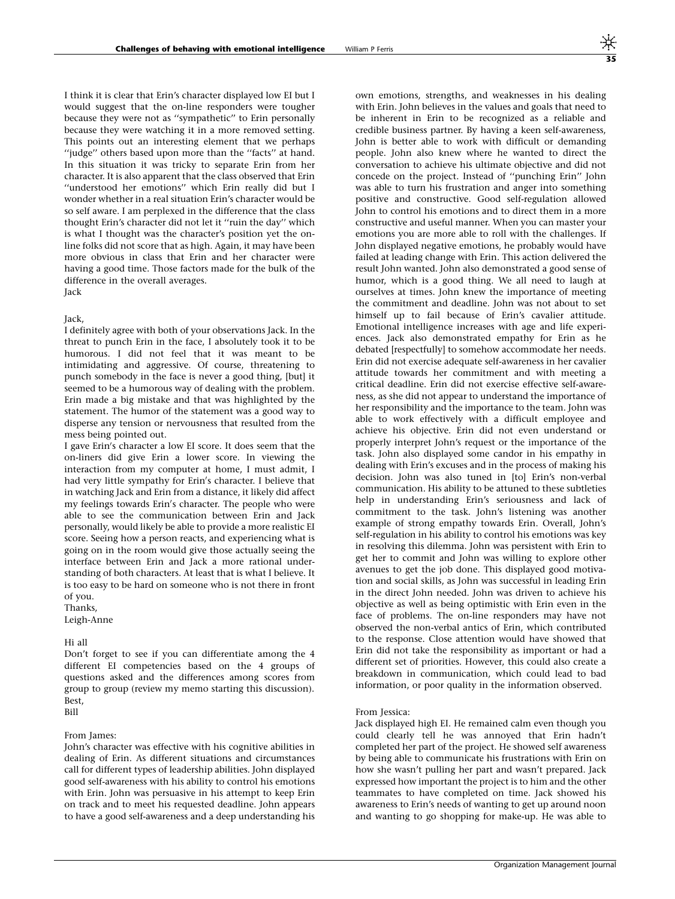I think it is clear that Erin's character displayed low EI but I would suggest that the on-line responders were tougher because they were not as "sympathetic" to Erin personally because they were watching it in a more removed setting. This points out an interesting element that we perhaps "judge" others based upon more than the "facts" at hand. In this situation it was tricky to separate Erin from her character. It is also apparent that the class observed that Erin "understood her emotions" which Erin really did but I wonder whether in a real situation Erin's character would be so self aware. I am perplexed in the difference that the class thought Erin's character did not let it "ruin the day" which is what I thought was the character's position yet the on-line folks did not score that as high. Again, it may have been more obvious in class that Erin and her character were having a good time. Those factors made for the bulk of the difference in the overall averages.
Jack

Jack,
I definitely agree with both of your observations Jack. In the threat to punch Erin in the face, I absolutely took it to be humorous. I did not feel that it was meant to be intimidating and aggressive. Of course, threatening to punch somebody in the face is never a good thing, [but] it seemed to be a humorous way of dealing with the problem. Erin made a big mistake and that was highlighted by the statement. The humor of the statement was a good way to disperse any tension or nervousness that resulted from the mess being pointed out.
I gave Erin's character a low EI score. It does seem that the on-liners did give Erin a lower score. In viewing the interaction from my computer at home, I must admit, I had very little sympathy for Erin's character. I believe that in watching Jack and Erin from a distance, it likely did affect my feelings towards Erin's character. The people who were able to see the communication between Erin and Jack personally, would likely be able to provide a more realistic EI score. Seeing how a person reacts, and experiencing what is going on in the room would give those actually seeing the interface between Erin and Jack a more rational understanding of both characters. At least that is what I believe. It is too easy to be hard on someone who is not there in front of you.
Thanks,
Leigh-Anne

Hi all
Don't forget to see if you can differentiate among the 4 different EI competencies based on the 4 groups of questions asked and the differences among scores from group to group (review my memo starting this discussion).
Best,
Bill

From James:
John's character was effective with his cognitive abilities in dealing of Erin. As different situations and circumstances call for different types of leadership abilities. John displayed good self-awareness with his ability to control his emotions with Erin. John was persuasive in his attempt to keep Erin on track and to meet his requested deadline. John appears to have a good self-awareness and a deep understanding his own emotions, strengths, and weaknesses in his dealing with Erin. John believes in the values and goals that need to be inherent in Erin to be recognized as a reliable and credible business partner. By having a keen self-awareness, John is better able to work with difficult or demanding people. John also knew where he wanted to direct the conversation to achieve his ultimate objective and did not concede on the project. Instead of "punching Erin" John was able to turn his frustration and anger into something positive and constructive. Good self-regulation allowed John to control his emotions and to direct them in a more constructive and useful manner. When you can master your emotions you are more able to roll with the challenges. If John displayed negative emotions, he probably would have failed at leading change with Erin. This action delivered the result John wanted. John also demonstrated a good sense of humor, which is a good thing. We all need to laugh at ourselves at times. John knew the importance of meeting the commitment and deadline. John was not about to set himself up to fail because of Erin's cavalier attitude. Emotional intelligence increases with age and life experiences. Jack also demonstrated empathy for Erin as he debated [respectfully] to somehow accommodate her needs. Erin did not exercise adequate self-awareness in her cavalier attitude towards her commitment and with meeting a critical deadline. Erin did not exercise effective self-awareness, as she did not appear to understand the importance of her responsibility and the importance to the team. John was able to work effectively with a difficult employee and achieve his objective. Erin did not even understand or properly interpret John's request or the importance of the task. John also displayed some candor in his empathy in dealing with Erin's excuses and in the process of making his decision. John was also tuned in [to] Erin's non-verbal communication. His ability to be attuned to these subtleties help in understanding Erin's seriousness and lack of commitment to the task. John's listening was another example of strong empathy towards Erin. Overall, John's self-regulation in his ability to control his emotions was key in resolving this dilemma. John was persistent with Erin to get her to commit and John was willing to explore other avenues to get the job done. This displayed good motivation and social skills, as John was successful in leading Erin in the direct John needed. John was driven to achieve his objective as well as being optimistic with Erin even in the face of problems. The on-line responders may have not observed the non-verbal antics of Erin, which contributed to the response. Close attention would have showed that Erin did not take the responsibility as important or had a different set of priorities. However, this could also create a breakdown in communication, which could lead to bad information, or poor quality in the information observed.

From Jessica:
Jack displayed high EI. He remained calm even though you could clearly tell he was annoyed that Erin hadn't completed her part of the project. He showed self awareness by being able to communicate his frustrations with Erin on how she wasn't pulling her part and wasn't prepared. Jack expressed how important the project is to him and the other teammates to have completed on time. Jack showed his awareness to Erin's needs of wanting to get up around noon and wanting to go shopping for make-up. He was able to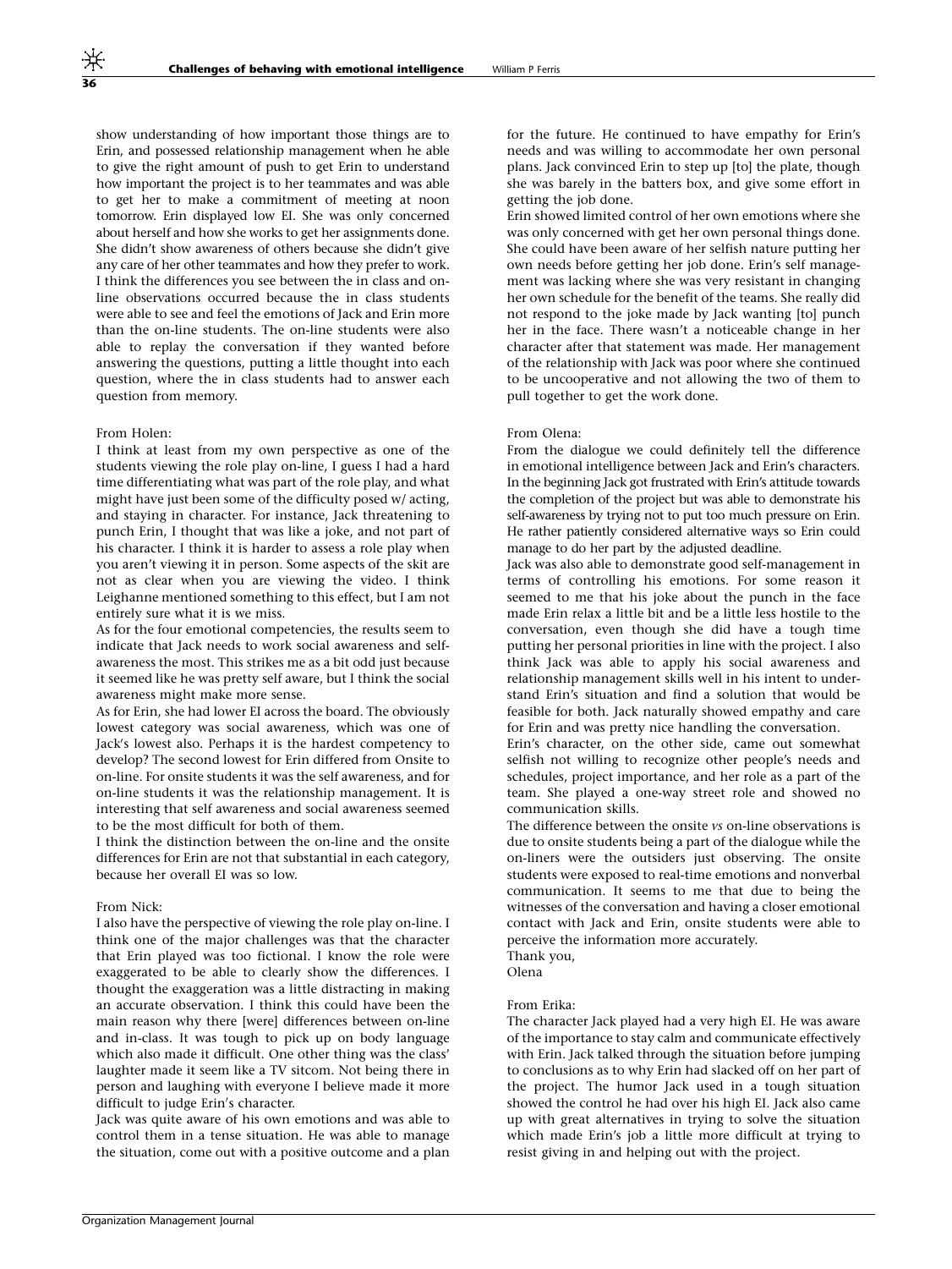show understanding of how important those things are to Erin, and possessed relationship management when he able to give the right amount of push to get Erin to understand how important the project is to her teammates and was able to get her to make a commitment of meeting at noon tomorrow. Erin displayed low EI. She was only concerned about herself and how she works to get her assignments done. She didn't show awareness of others because she didn't give any care of her other teammates and how they prefer to work. I think the differences you see between the in class and on-line observations occurred because the in class students were able to see and feel the emotions of Jack and Erin more than the on-line students. The on-line students were also able to replay the conversation if they wanted before answering the questions, putting a little thought into each question, where the in class students had to answer each question from memory.

From Holen:
I think at least from my own perspective as one of the students viewing the role play on-line, I guess I had a hard time differentiating what was part of the role play, and what might have just been some of the difficulty posed w/ acting, and staying in character. For instance, Jack threatening to punch Erin, I thought that was like a joke, and not part of his character. I think it is harder to assess a role play when you aren't viewing it in person. Some aspects of the skit are not as clear when you are viewing the video. I think Leighanne mentioned something to this effect, but I am not entirely sure what it is we miss.
As for the four emotional competencies, the results seem to indicate that Jack needs to work social awareness and self-awareness the most. This strikes me as a bit odd just because it seemed like he was pretty self aware, but I think the social awareness might make more sense.
As for Erin, she had lower EI across the board. The obviously lowest category was social awareness, which was one of Jack's lowest also. Perhaps it is the hardest competency to develop? The second lowest for Erin differed from Onsite to on-line. For onsite students it was the self awareness, and for on-line students it was the relationship management. It is interesting that self awareness and social awareness seemed to be the most difficult for both of them.
I think the distinction between the on-line and the onsite differences for Erin are not that substantial in each category, because her overall EI was so low.

From Nick:
I also have the perspective of viewing the role play on-line. I think one of the major challenges was that the character that Erin played was too fictional. I know the role were exaggerated to be able to clearly show the differences. I thought the exaggeration was a little distracting in making an accurate observation. I think this could have been the main reason why there [were] differences between on-line and in-class. It was tough to pick up on body language which also made it difficult. One other thing was the class' laughter made it seem like a TV sitcom. Not being there in person and laughing with everyone I believe made it more difficult to judge Erin's character.
Jack was quite aware of his own emotions and was able to control them in a tense situation. He was able to manage the situation, come out with a positive outcome and a plan for the future. He continued to have empathy for Erin's needs and was willing to accommodate her own personal plans. Jack convinced Erin to step up [to] the plate, though she was barely in the batters box, and give some effort in getting the job done.
Erin showed limited control of her own emotions where she was only concerned with get her own personal things done. She could have been aware of her selfish nature putting her own needs before getting her job done. Erin's self management was lacking where she was very resistant in changing her own schedule for the benefit of the teams. She really did not respond to the joke made by Jack wanting [to] punch her in the face. There wasn't a noticeable change in her character after that statement was made. Her management of the relationship with Jack was poor where she continued to be uncooperative and not allowing the two of them to pull together to get the work done.

From Olena:
From the dialogue we could definitely tell the difference in emotional intelligence between Jack and Erin's characters. In the beginning Jack got frustrated with Erin's attitude towards the completion of the project but was able to demonstrate his self-awareness by trying not to put too much pressure on Erin. He rather patiently considered alternative ways so Erin could manage to do her part by the adjusted deadline.
Jack was also able to demonstrate good self-management in terms of controlling his emotions. For some reason it seemed to me that his joke about the punch in the face made Erin relax a little bit and be a little less hostile to the conversation, even though she did have a tough time putting her personal priorities in line with the project. I also think Jack was able to apply his social awareness and relationship management skills well in his intent to understand Erin's situation and find a solution that would be feasible for both. Jack naturally showed empathy and care for Erin and was pretty nice handling the conversation.
Erin's character, on the other side, came out somewhat selfish not willing to recognize other people's needs and schedules, project importance, and her role as a part of the team. She played a one-way street role and showed no communication skills.
The difference between the onsite *vs* on-line observations is due to onsite students being a part of the dialogue while the on-liners were the outsiders just observing. The onsite students were exposed to real-time emotions and nonverbal communication. It seems to me that due to being the witnesses of the conversation and having a closer emotional contact with Jack and Erin, onsite students were able to perceive the information more accurately.
Thank you,
Olena

From Erika:
The character Jack played had a very high EI. He was aware of the importance to stay calm and communicate effectively with Erin. Jack talked through the situation before jumping to conclusions as to why Erin had slacked off on her part of the project. The humor Jack used in a tough situation showed the control he had over his high EI. Jack also came up with great alternatives in trying to solve the situation which made Erin's job a little more difficult at trying to resist giving in and helping out with the project.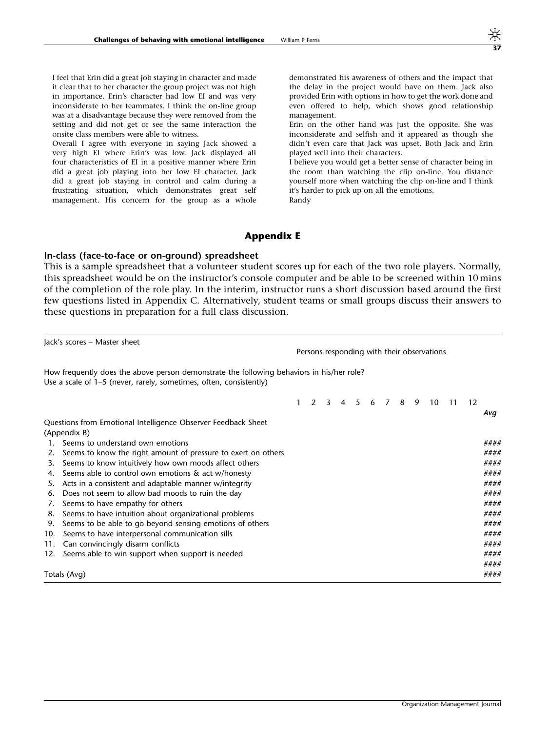I feel that Erin did a great job staying in character and made it clear that to her character the group project was not high in importance. Erin's character had low EI and was very inconsiderate to her teammates. I think the on-line group was at a disadvantage because they were removed from the setting and did not get or see the same interaction the onsite class members were able to witness.

Overall I agree with everyone in saying Jack showed a very high EI where Erin's was low. Jack displayed all four characteristics of EI in a positive manner where Erin did a great job playing into her low EI character. Jack did a great job staying in control and calm during a frustrating situation, which demonstrates great self management. His concern for the group as a whole demonstrated his awareness of others and the impact that the delay in the project would have on them. Jack also provided Erin with options in how to get the work done and even offered to help, which shows good relationship management.

Erin on the other hand was just the opposite. She was inconsiderate and selfish and it appeared as though she didn't even care that Jack was upset. Both Jack and Erin played well into their characters.

I believe you would get a better sense of character being in the room than watching the clip on-line. You distance yourself more when watching the clip on-line and I think it's harder to pick up on all the emotions.

Randy

## Appendix E

### In-class (face-to-face or on-ground) spreadsheet

This is a sample spreadsheet that a volunteer student scores up for each of the two role players. Normally, this spreadsheet would be on the instructor's console computer and be able to be screened within 10 mins of the completion of the role play. In the interim, instructor runs a short discussion based around the first few questions listed in Appendix C. Alternatively, student teams or small groups discuss their answers to these questions in preparation for a full class discussion.

Jack's scores – Master sheet

Persons responding with their observations

How frequently does the above person demonstrate the following behaviors in his/her role?
Use a scale of 1–5 (never, rarely, sometimes, often, consistently)

| | 1 | 2 | 3 | 4 | 5 | 6 | 7 | 8 | 9 | 10 | 11 | 12 | *Avg* |
|---|---|---|---|---|---|---|---|---|---|---|---|---|---|
| Questions from Emotional Intelligence Observer Feedback Sheet (Appendix B) | | | | | | | | | | | | | |
| 1. Seems to understand own emotions | | | | | | | | | | | | | #### |
| 2. Seems to know the right amount of pressure to exert on others | | | | | | | | | | | | | #### |
| 3. Seems to know intuitively how own moods affect others | | | | | | | | | | | | | #### |
| 4. Seems able to control own emotions & act w/honesty | | | | | | | | | | | | | #### |
| 5. Acts in a consistent and adaptable manner w/integrity | | | | | | | | | | | | | #### |
| 6. Does not seem to allow bad moods to ruin the day | | | | | | | | | | | | | #### |
| 7. Seems to have empathy for others | | | | | | | | | | | | | #### |
| 8. Seems to have intuition about organizational problems | | | | | | | | | | | | | #### |
| 9. Seems to be able to go beyond sensing emotions of others | | | | | | | | | | | | | #### |
| 10. Seems to have interpersonal communication sills | | | | | | | | | | | | | #### |
| 11. Can convincingly disarm conflicts | | | | | | | | | | | | | #### |
| 12. Seems able to win support when support is needed | | | | | | | | | | | | | #### |
| | | | | | | | | | | | | | #### |
| Totals (Avg) | | | | | | | | | | | | | #### |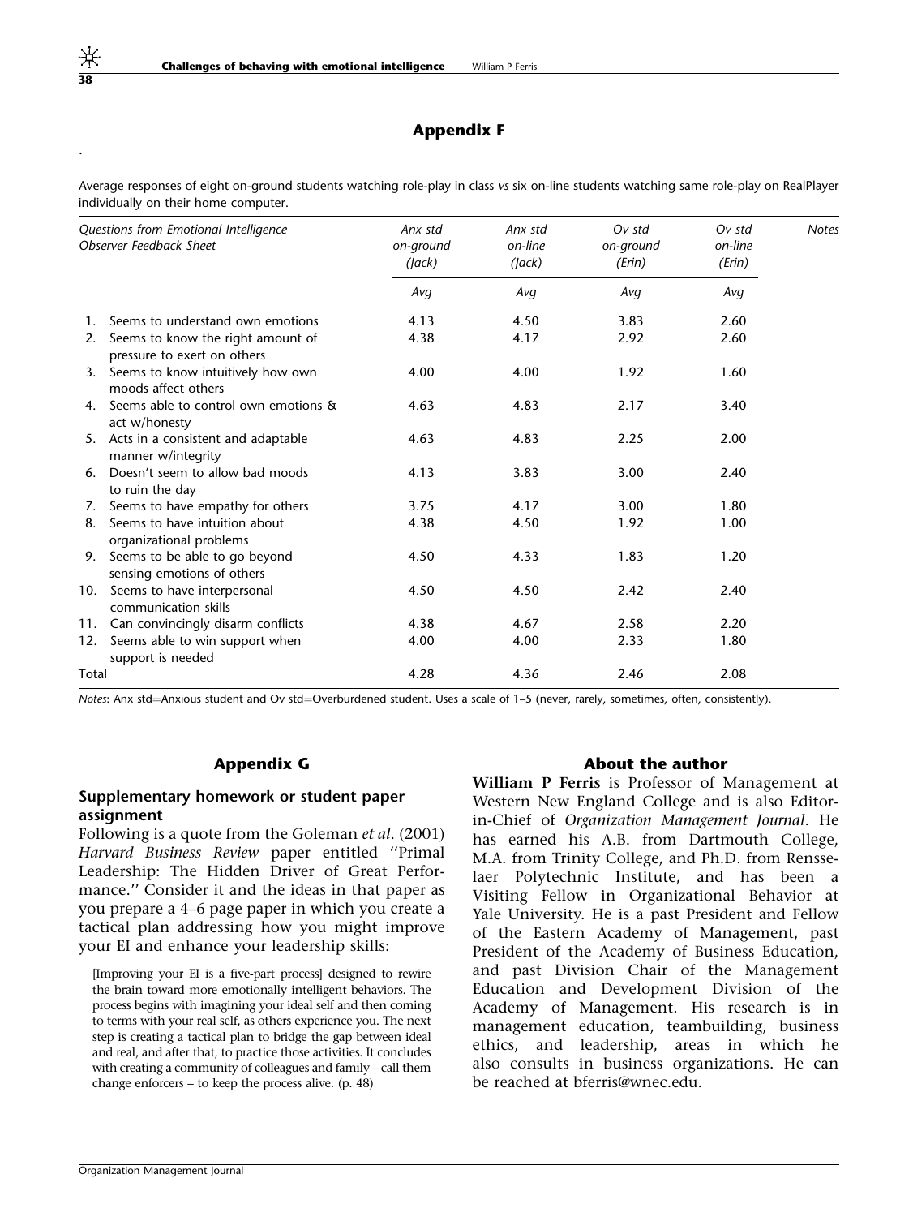## Appendix F

Average responses of eight on-ground students watching role-play in class *vs* six on-line students watching same role-play on RealPlayer individually on their home computer.

| Questions from Emotional Intelligence Observer Feedback Sheet | Anx std on-ground (Jack) | Anx std on-line (Jack) | Ov std on-ground (Erin) | Ov std on-line (Erin) | Notes |
|---|---|---|---|---|---|
| | Avg | Avg | Avg | Avg | |
| 1. Seems to understand own emotions | 4.13 | 4.50 | 3.83 | 2.60 | |
| 2. Seems to know the right amount of pressure to exert on others | 4.38 | 4.17 | 2.92 | 2.60 | |
| 3. Seems to know intuitively how own moods affect others | 4.00 | 4.00 | 1.92 | 1.60 | |
| 4. Seems able to control own emotions & act w/honesty | 4.63 | 4.83 | 2.17 | 3.40 | |
| 5. Acts in a consistent and adaptable manner w/integrity | 4.63 | 4.83 | 2.25 | 2.00 | |
| 6. Doesn't seem to allow bad moods to ruin the day | 4.13 | 3.83 | 3.00 | 2.40 | |
| 7. Seems to have empathy for others | 3.75 | 4.17 | 3.00 | 1.80 | |
| 8. Seems to have intuition about organizational problems | 4.38 | 4.50 | 1.92 | 1.00 | |
| 9. Seems to be able to go beyond sensing emotions of others | 4.50 | 4.33 | 1.83 | 1.20 | |
| 10. Seems to have interpersonal communication skills | 4.50 | 4.50 | 2.42 | 2.40 | |
| 11. Can convincingly disarm conflicts | 4.38 | 4.67 | 2.58 | 2.20 | |
| 12. Seems able to win support when support is needed | 4.00 | 4.00 | 2.33 | 1.80 | |
| Total | 4.28 | 4.36 | 2.46 | 2.08 | |

*Notes*: Anx std=Anxious student and Ov std=Overburdened student. Uses a scale of 1–5 (never, rarely, sometimes, often, consistently).

## Appendix G

### Supplementary homework or student paper assignment

Following is a quote from the Goleman *et al*. (2001) *Harvard Business Review* paper entitled "Primal Leadership: The Hidden Driver of Great Performance." Consider it and the ideas in that paper as you prepare a 4–6 page paper in which you create a tactical plan addressing how you might improve your EI and enhance your leadership skills:

> [Improving your EI is a five-part process] designed to rewire the brain toward more emotionally intelligent behaviors. The process begins with imagining your ideal self and then coming to terms with your real self, as others experience you. The next step is creating a tactical plan to bridge the gap between ideal and real, and after that, to practice those activities. It concludes with creating a community of colleagues and family – call them change enforcers – to keep the process alive. (p. 48)

## About the author

**William P Ferris** is Professor of Management at Western New England College and is also Editor-in-Chief of *Organization Management Journal*. He has earned his A.B. from Dartmouth College, M.A. from Trinity College, and Ph.D. from Rensselaer Polytechnic Institute, and has been a Visiting Fellow in Organizational Behavior at Yale University. He is a past President and Fellow of the Eastern Academy of Management, past President of the Academy of Business Education, and past Division Chair of the Management Education and Development Division of the Academy of Management. His research is in management education, teambuilding, business ethics, and leadership, areas in which he also consults in business organizations. He can be reached at bferris@wnec.edu.